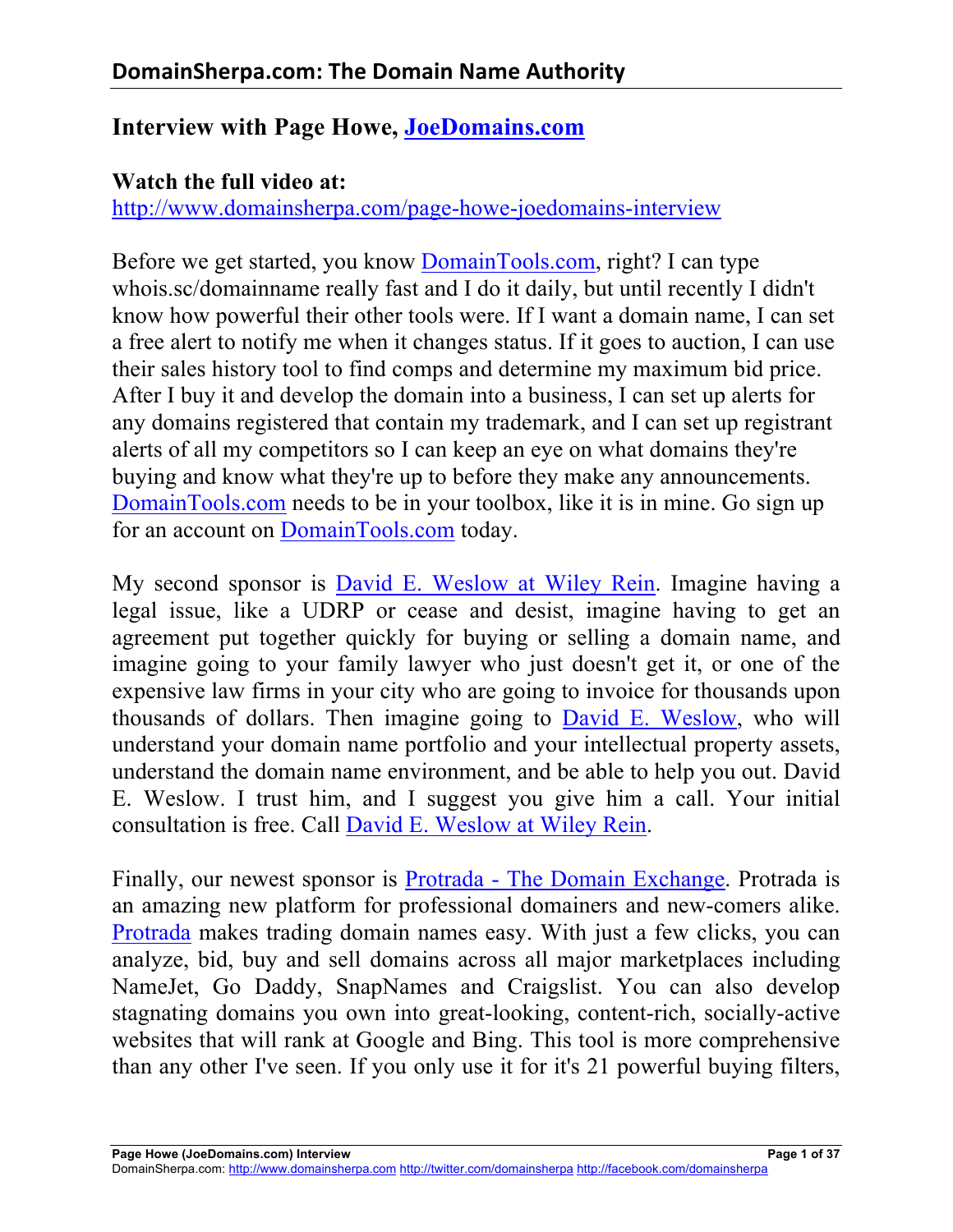## Interview with Page Howe, [JoeDomains.com](http://JoeDomains.com)

**Watch the full video at:**
[http://www.domainsherpa.com/page-howe-joedomains-interview](http://www.domainsherpa.com/page-howe-joedomains-interview)

Before we get started, you know DomainTools.com, right? I can type whois.sc/domainname really fast and I do it daily, but until recently I didn't know how powerful their other tools were. If I want a domain name, I can set a free alert to notify me when it changes status. If it goes to auction, I can use their sales history tool to find comps and determine my maximum bid price. After I buy it and develop the domain into a business, I can set up alerts for any domains registered that contain my trademark, and I can set up registrant alerts of all my competitors so I can keep an eye on what domains they're buying and know what they're up to before they make any announcements. DomainTools.com needs to be in your toolbox, like it is in mine. Go sign up for an account on DomainTools.com today.

My second sponsor is David E. Weslow at Wiley Rein. Imagine having a legal issue, like a UDRP or cease and desist, imagine having to get an agreement put together quickly for buying or selling a domain name, and imagine going to your family lawyer who just doesn't get it, or one of the expensive law firms in your city who are going to invoice for thousands upon thousands of dollars. Then imagine going to David E. Weslow, who will understand your domain name portfolio and your intellectual property assets, understand the domain name environment, and be able to help you out. David E. Weslow. I trust him, and I suggest you give him a call. Your initial consultation is free. Call David E. Weslow at Wiley Rein.

Finally, our newest sponsor is Protrada - The Domain Exchange. Protrada is an amazing new platform for professional domainers and new-comers alike. Protrada makes trading domain names easy. With just a few clicks, you can analyze, bid, buy and sell domains across all major marketplaces including NameJet, Go Daddy, SnapNames and Craigslist. You can also develop stagnating domains you own into great-looking, content-rich, socially-active websites that will rank at Google and Bing. This tool is more comprehensive than any other I've seen. If you only use it for it's 21 powerful buying filters,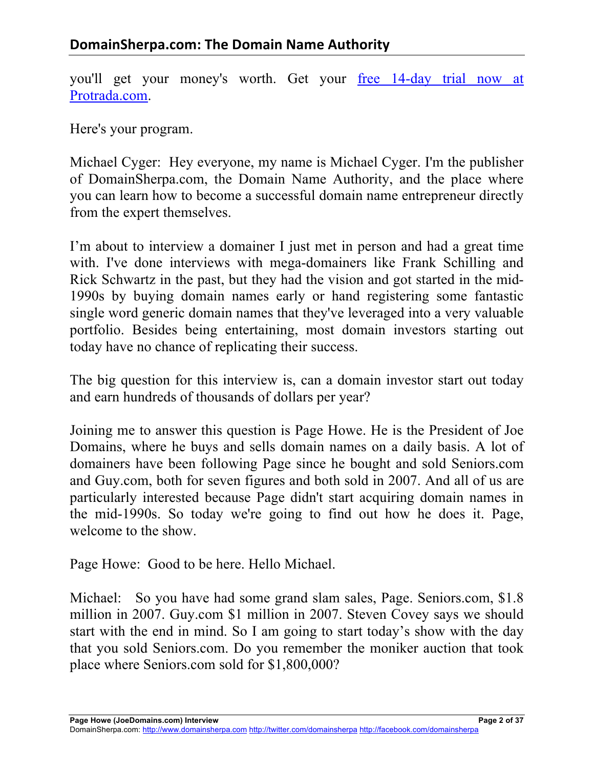you'll get your money's worth. Get your [free 14-day trial now at Protrada.com](http://Protrada.com).

Here's your program.

Michael Cyger: Hey everyone, my name is Michael Cyger. I'm the publisher of DomainSherpa.com, the Domain Name Authority, and the place where you can learn how to become a successful domain name entrepreneur directly from the expert themselves.

I'm about to interview a domainer I just met in person and had a great time with. I've done interviews with mega-domainers like Frank Schilling and Rick Schwartz in the past, but they had the vision and got started in the mid-1990s by buying domain names early or hand registering some fantastic single word generic domain names that they've leveraged into a very valuable portfolio. Besides being entertaining, most domain investors starting out today have no chance of replicating their success.

The big question for this interview is, can a domain investor start out today and earn hundreds of thousands of dollars per year?

Joining me to answer this question is Page Howe. He is the President of Joe Domains, where he buys and sells domain names on a daily basis. A lot of domainers have been following Page since he bought and sold Seniors.com and Guy.com, both for seven figures and both sold in 2007. And all of us are particularly interested because Page didn't start acquiring domain names in the mid-1990s. So today we're going to find out how he does it. Page, welcome to the show.

Page Howe: Good to be here. Hello Michael.

Michael: So you have had some grand slam sales, Page. Seniors.com, $1.8 million in 2007. Guy.com $1 million in 2007. Steven Covey says we should start with the end in mind. So I am going to start today's show with the day that you sold Seniors.com. Do you remember the moniker auction that took place where Seniors.com sold for $1,800,000?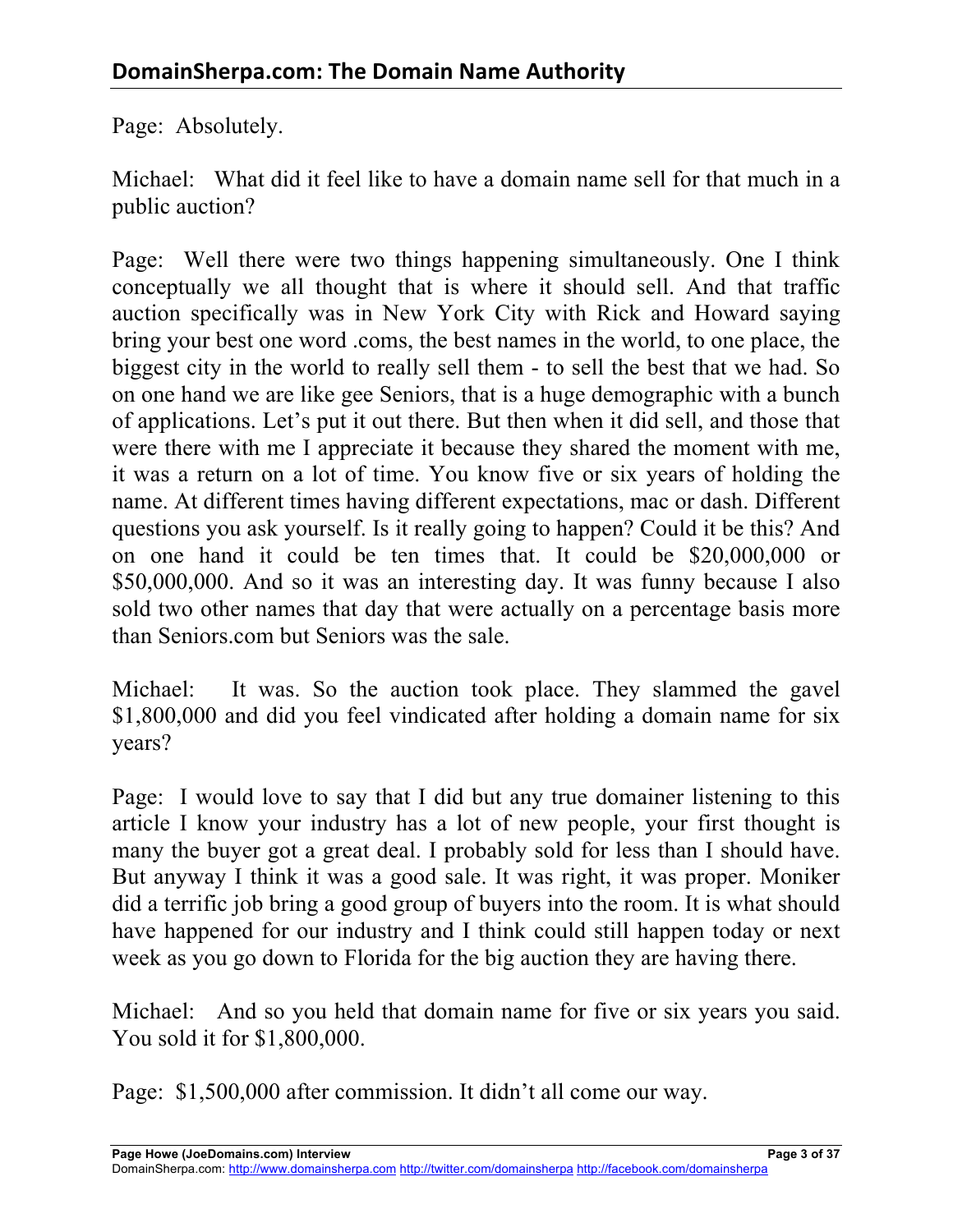Page: Absolutely.

Michael: What did it feel like to have a domain name sell for that much in a public auction?

Page: Well there were two things happening simultaneously. One I think conceptually we all thought that is where it should sell. And that traffic auction specifically was in New York City with Rick and Howard saying bring your best one word .coms, the best names in the world, to one place, the biggest city in the world to really sell them - to sell the best that we had. So on one hand we are like gee Seniors, that is a huge demographic with a bunch of applications. Let's put it out there. But then when it did sell, and those that were there with me I appreciate it because they shared the moment with me, it was a return on a lot of time. You know five or six years of holding the name. At different times having different expectations, mac or dash. Different questions you ask yourself. Is it really going to happen? Could it be this? And on one hand it could be ten times that. It could be $20,000,000 or $50,000,000. And so it was an interesting day. It was funny because I also sold two other names that day that were actually on a percentage basis more than Seniors.com but Seniors was the sale.

Michael: It was. So the auction took place. They slammed the gavel $1,800,000 and did you feel vindicated after holding a domain name for six years?

Page: I would love to say that I did but any true domainer listening to this article I know your industry has a lot of new people, your first thought is many the buyer got a great deal. I probably sold for less than I should have. But anyway I think it was a good sale. It was right, it was proper. Moniker did a terrific job bring a good group of buyers into the room. It is what should have happened for our industry and I think could still happen today or next week as you go down to Florida for the big auction they are having there.

Michael: And so you held that domain name for five or six years you said. You sold it for $1,800,000.

Page: $1,500,000 after commission. It didn't all come our way.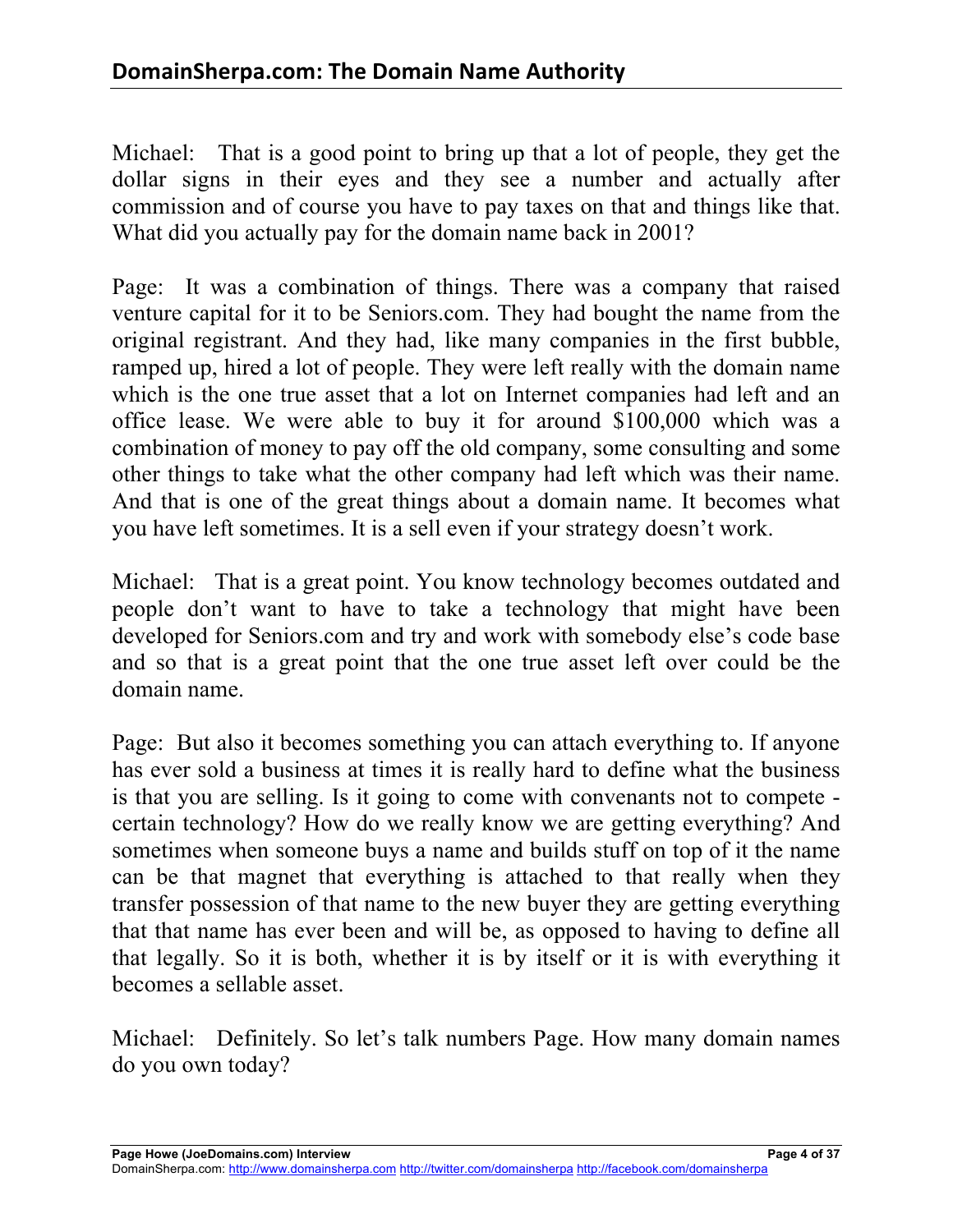Michael: That is a good point to bring up that a lot of people, they get the dollar signs in their eyes and they see a number and actually after commission and of course you have to pay taxes on that and things like that. What did you actually pay for the domain name back in 2001?

Page: It was a combination of things. There was a company that raised venture capital for it to be Seniors.com. They had bought the name from the original registrant. And they had, like many companies in the first bubble, ramped up, hired a lot of people. They were left really with the domain name which is the one true asset that a lot on Internet companies had left and an office lease. We were able to buy it for around $100,000 which was a combination of money to pay off the old company, some consulting and some other things to take what the other company had left which was their name. And that is one of the great things about a domain name. It becomes what you have left sometimes. It is a sell even if your strategy doesn't work.

Michael: That is a great point. You know technology becomes outdated and people don't want to have to take a technology that might have been developed for Seniors.com and try and work with somebody else's code base and so that is a great point that the one true asset left over could be the domain name.

Page: But also it becomes something you can attach everything to. If anyone has ever sold a business at times it is really hard to define what the business is that you are selling. Is it going to come with convenants not to compete - certain technology? How do we really know we are getting everything? And sometimes when someone buys a name and builds stuff on top of it the name can be that magnet that everything is attached to that really when they transfer possession of that name to the new buyer they are getting everything that that name has ever been and will be, as opposed to having to define all that legally. So it is both, whether it is by itself or it is with everything it becomes a sellable asset.

Michael: Definitely. So let's talk numbers Page. How many domain names do you own today?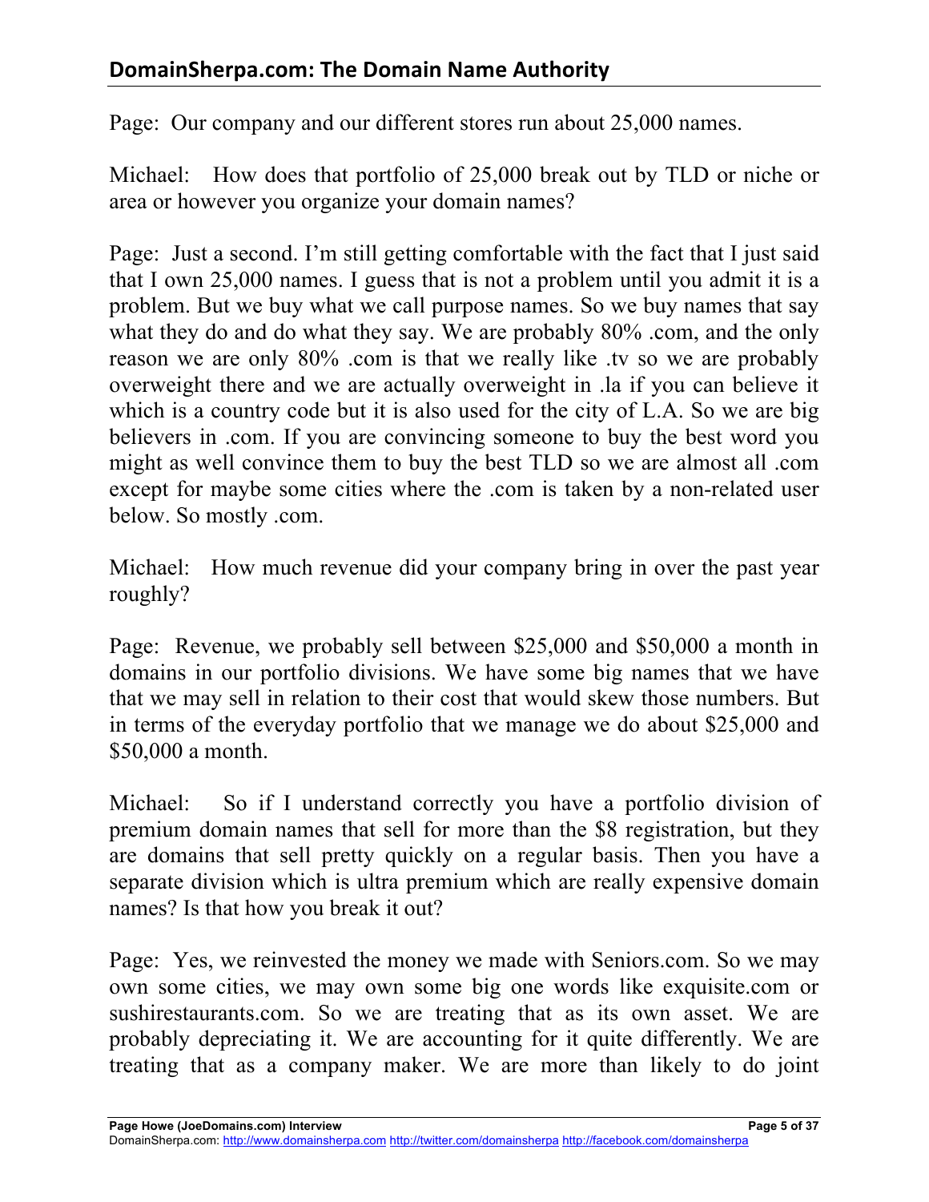Page: Our company and our different stores run about 25,000 names.

Michael: How does that portfolio of 25,000 break out by TLD or niche or area or however you organize your domain names?

Page: Just a second. I'm still getting comfortable with the fact that I just said that I own 25,000 names. I guess that is not a problem until you admit it is a problem. But we buy what we call purpose names. So we buy names that say what they do and do what they say. We are probably 80% .com, and the only reason we are only 80% .com is that we really like .tv so we are probably overweight there and we are actually overweight in .la if you can believe it which is a country code but it is also used for the city of L.A. So we are big believers in .com. If you are convincing someone to buy the best word you might as well convince them to buy the best TLD so we are almost all .com except for maybe some cities where the .com is taken by a non-related user below. So mostly .com.

Michael: How much revenue did your company bring in over the past year roughly?

Page: Revenue, we probably sell between $25,000 and $50,000 a month in domains in our portfolio divisions. We have some big names that we have that we may sell in relation to their cost that would skew those numbers. But in terms of the everyday portfolio that we manage we do about $25,000 and $50,000 a month.

Michael: So if I understand correctly you have a portfolio division of premium domain names that sell for more than the $8 registration, but they are domains that sell pretty quickly on a regular basis. Then you have a separate division which is ultra premium which are really expensive domain names? Is that how you break it out?

Page: Yes, we reinvested the money we made with Seniors.com. So we may own some cities, we may own some big one words like exquisite.com or sushirestaurants.com. So we are treating that as its own asset. We are probably depreciating it. We are accounting for it quite differently. We are treating that as a company maker. We are more than likely to do joint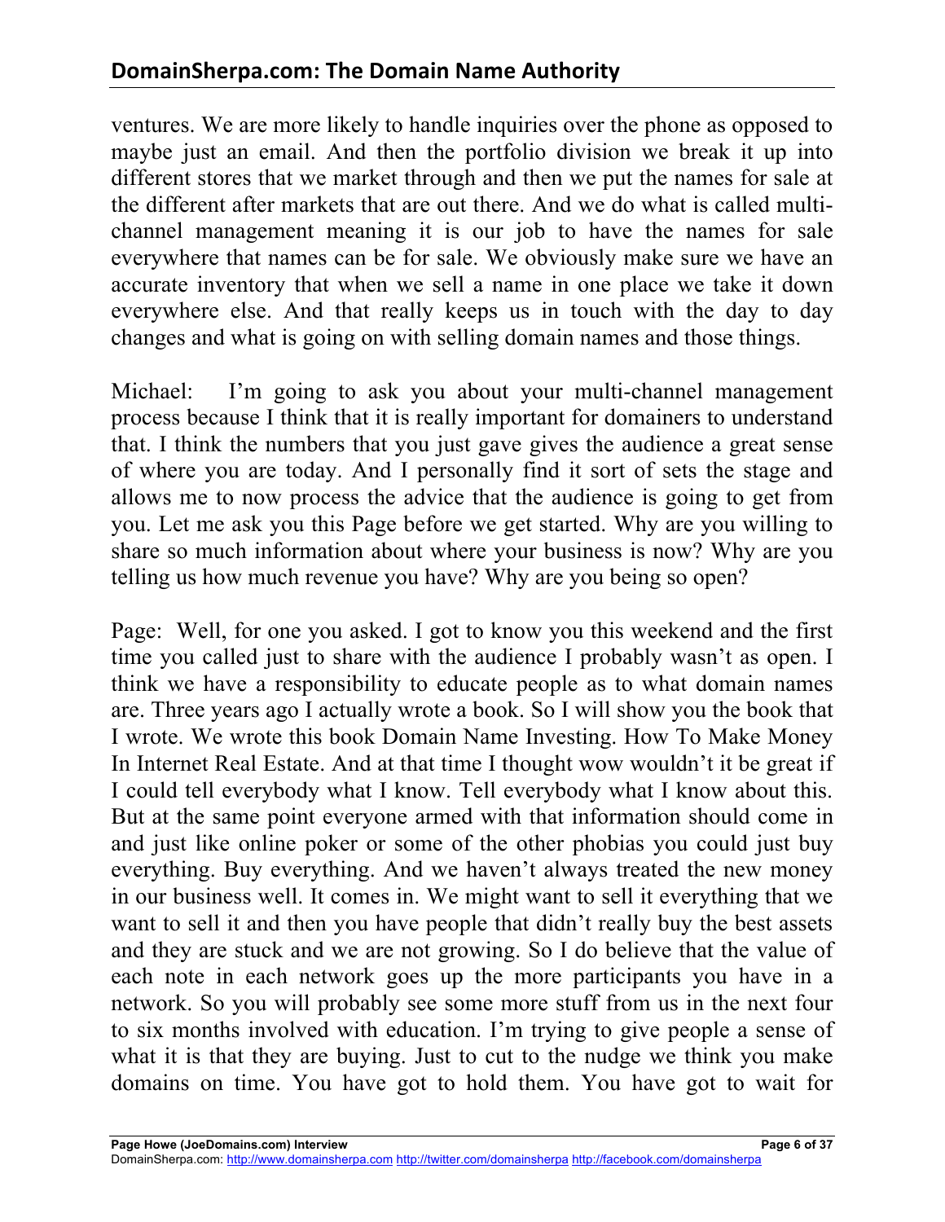ventures. We are more likely to handle inquiries over the phone as opposed to maybe just an email. And then the portfolio division we break it up into different stores that we market through and then we put the names for sale at the different after markets that are out there. And we do what is called multi-channel management meaning it is our job to have the names for sale everywhere that names can be for sale. We obviously make sure we have an accurate inventory that when we sell a name in one place we take it down everywhere else. And that really keeps us in touch with the day to day changes and what is going on with selling domain names and those things.

Michael: I'm going to ask you about your multi-channel management process because I think that it is really important for domainers to understand that. I think the numbers that you just gave gives the audience a great sense of where you are today. And I personally find it sort of sets the stage and allows me to now process the advice that the audience is going to get from you. Let me ask you this Page before we get started. Why are you willing to share so much information about where your business is now? Why are you telling us how much revenue you have? Why are you being so open?

Page: Well, for one you asked. I got to know you this weekend and the first time you called just to share with the audience I probably wasn't as open. I think we have a responsibility to educate people as to what domain names are. Three years ago I actually wrote a book. So I will show you the book that I wrote. We wrote this book Domain Name Investing. How To Make Money In Internet Real Estate. And at that time I thought wow wouldn't it be great if I could tell everybody what I know. Tell everybody what I know about this. But at the same point everyone armed with that information should come in and just like online poker or some of the other phobias you could just buy everything. Buy everything. And we haven't always treated the new money in our business well. It comes in. We might want to sell it everything that we want to sell it and then you have people that didn't really buy the best assets and they are stuck and we are not growing. So I do believe that the value of each note in each network goes up the more participants you have in a network. So you will probably see some more stuff from us in the next four to six months involved with education. I'm trying to give people a sense of what it is that they are buying. Just to cut to the nudge we think you make domains on time. You have got to hold them. You have got to wait for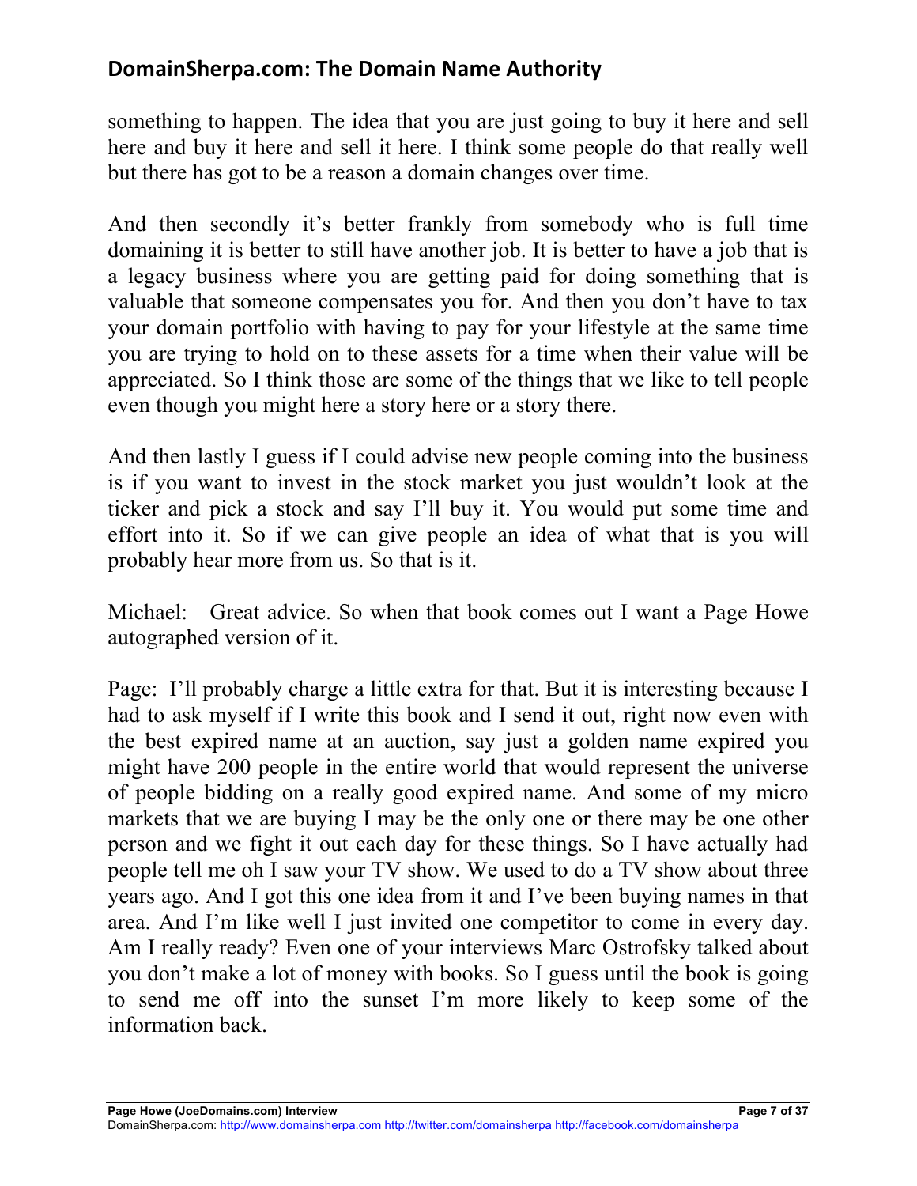something to happen. The idea that you are just going to buy it here and sell here and buy it here and sell it here. I think some people do that really well but there has got to be a reason a domain changes over time.

And then secondly it's better frankly from somebody who is full time domaining it is better to still have another job. It is better to have a job that is a legacy business where you are getting paid for doing something that is valuable that someone compensates you for. And then you don't have to tax your domain portfolio with having to pay for your lifestyle at the same time you are trying to hold on to these assets for a time when their value will be appreciated. So I think those are some of the things that we like to tell people even though you might here a story here or a story there.

And then lastly I guess if I could advise new people coming into the business is if you want to invest in the stock market you just wouldn't look at the ticker and pick a stock and say I'll buy it. You would put some time and effort into it. So if we can give people an idea of what that is you will probably hear more from us. So that is it.

Michael: Great advice. So when that book comes out I want a Page Howe autographed version of it.

Page: I'll probably charge a little extra for that. But it is interesting because I had to ask myself if I write this book and I send it out, right now even with the best expired name at an auction, say just a golden name expired you might have 200 people in the entire world that would represent the universe of people bidding on a really good expired name. And some of my micro markets that we are buying I may be the only one or there may be one other person and we fight it out each day for these things. So I have actually had people tell me oh I saw your TV show. We used to do a TV show about three years ago. And I got this one idea from it and I've been buying names in that area. And I'm like well I just invited one competitor to come in every day. Am I really ready? Even one of your interviews Marc Ostrofsky talked about you don't make a lot of money with books. So I guess until the book is going to send me off into the sunset I'm more likely to keep some of the information back.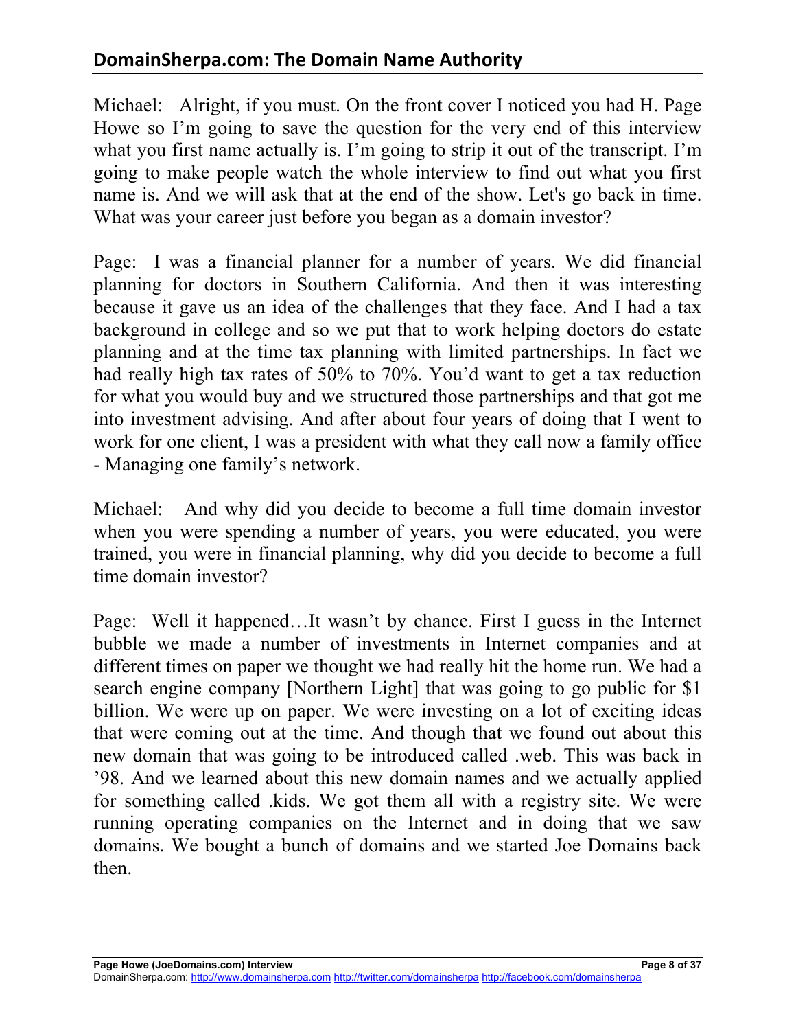Michael: Alright, if you must. On the front cover I noticed you had H. Page Howe so I'm going to save the question for the very end of this interview what you first name actually is. I'm going to strip it out of the transcript. I'm going to make people watch the whole interview to find out what you first name is. And we will ask that at the end of the show. Let's go back in time. What was your career just before you began as a domain investor?

Page: I was a financial planner for a number of years. We did financial planning for doctors in Southern California. And then it was interesting because it gave us an idea of the challenges that they face. And I had a tax background in college and so we put that to work helping doctors do estate planning and at the time tax planning with limited partnerships. In fact we had really high tax rates of 50% to 70%. You'd want to get a tax reduction for what you would buy and we structured those partnerships and that got me into investment advising. And after about four years of doing that I went to work for one client, I was a president with what they call now a family office - Managing one family's network.

Michael: And why did you decide to become a full time domain investor when you were spending a number of years, you were educated, you were trained, you were in financial planning, why did you decide to become a full time domain investor?

Page: Well it happened…It wasn't by chance. First I guess in the Internet bubble we made a number of investments in Internet companies and at different times on paper we thought we had really hit the home run. We had a search engine company [Northern Light] that was going to go public for $1 billion. We were up on paper. We were investing on a lot of exciting ideas that were coming out at the time. And though that we found out about this new domain that was going to be introduced called .web. This was back in '98. And we learned about this new domain names and we actually applied for something called .kids. We got them all with a registry site. We were running operating companies on the Internet and in doing that we saw domains. We bought a bunch of domains and we started Joe Domains back then.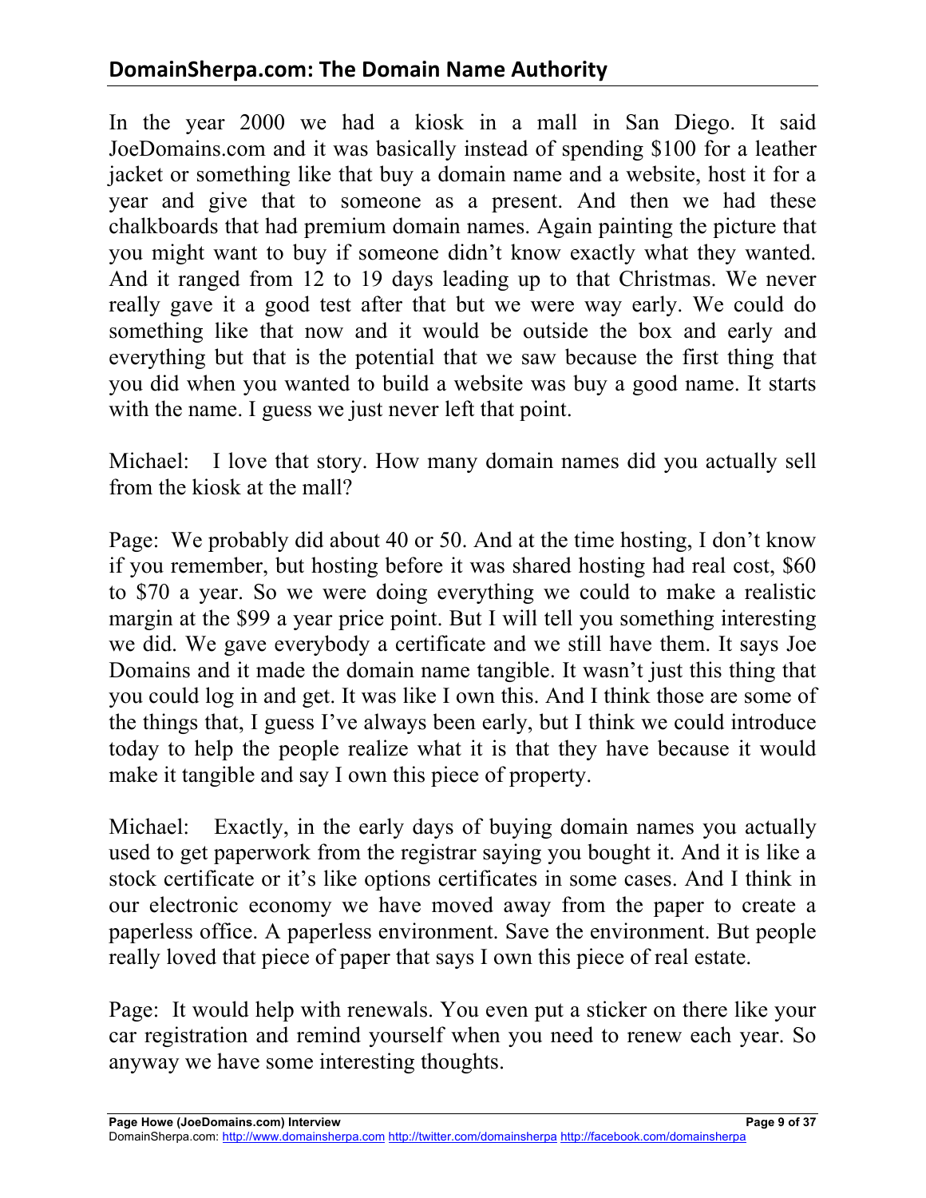In the year 2000 we had a kiosk in a mall in San Diego. It said JoeDomains.com and it was basically instead of spending $100 for a leather jacket or something like that buy a domain name and a website, host it for a year and give that to someone as a present. And then we had these chalkboards that had premium domain names. Again painting the picture that you might want to buy if someone didn't know exactly what they wanted. And it ranged from 12 to 19 days leading up to that Christmas. We never really gave it a good test after that but we were way early. We could do something like that now and it would be outside the box and early and everything but that is the potential that we saw because the first thing that you did when you wanted to build a website was buy a good name. It starts with the name. I guess we just never left that point.

Michael: I love that story. How many domain names did you actually sell from the kiosk at the mall?

Page: We probably did about 40 or 50. And at the time hosting, I don't know if you remember, but hosting before it was shared hosting had real cost, $60 to $70 a year. So we were doing everything we could to make a realistic margin at the $99 a year price point. But I will tell you something interesting we did. We gave everybody a certificate and we still have them. It says Joe Domains and it made the domain name tangible. It wasn't just this thing that you could log in and get. It was like I own this. And I think those are some of the things that, I guess I've always been early, but I think we could introduce today to help the people realize what it is that they have because it would make it tangible and say I own this piece of property.

Michael: Exactly, in the early days of buying domain names you actually used to get paperwork from the registrar saying you bought it. And it is like a stock certificate or it's like options certificates in some cases. And I think in our electronic economy we have moved away from the paper to create a paperless office. A paperless environment. Save the environment. But people really loved that piece of paper that says I own this piece of real estate.

Page: It would help with renewals. You even put a sticker on there like your car registration and remind yourself when you need to renew each year. So anyway we have some interesting thoughts.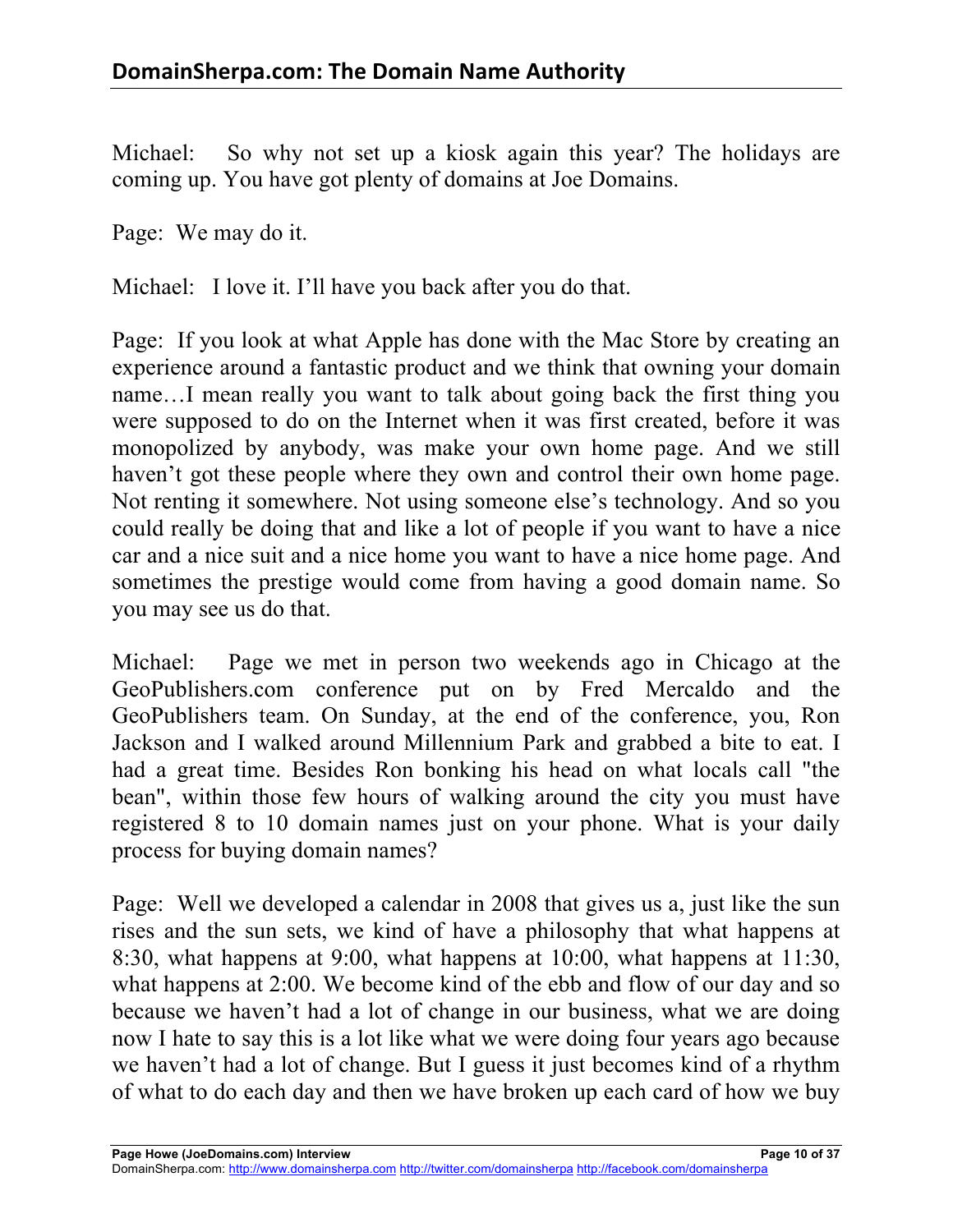Michael: So why not set up a kiosk again this year? The holidays are coming up. You have got plenty of domains at Joe Domains.

Page: We may do it.

Michael: I love it. I'll have you back after you do that.

Page: If you look at what Apple has done with the Mac Store by creating an experience around a fantastic product and we think that owning your domain name…I mean really you want to talk about going back the first thing you were supposed to do on the Internet when it was first created, before it was monopolized by anybody, was make your own home page. And we still haven't got these people where they own and control their own home page. Not renting it somewhere. Not using someone else's technology. And so you could really be doing that and like a lot of people if you want to have a nice car and a nice suit and a nice home you want to have a nice home page. And sometimes the prestige would come from having a good domain name. So you may see us do that.

Michael: Page we met in person two weekends ago in Chicago at the GeoPublishers.com conference put on by Fred Mercaldo and the GeoPublishers team. On Sunday, at the end of the conference, you, Ron Jackson and I walked around Millennium Park and grabbed a bite to eat. I had a great time. Besides Ron bonking his head on what locals call "the bean", within those few hours of walking around the city you must have registered 8 to 10 domain names just on your phone. What is your daily process for buying domain names?

Page: Well we developed a calendar in 2008 that gives us a, just like the sun rises and the sun sets, we kind of have a philosophy that what happens at 8:30, what happens at 9:00, what happens at 10:00, what happens at 11:30, what happens at 2:00. We become kind of the ebb and flow of our day and so because we haven't had a lot of change in our business, what we are doing now I hate to say this is a lot like what we were doing four years ago because we haven't had a lot of change. But I guess it just becomes kind of a rhythm of what to do each day and then we have broken up each card of how we buy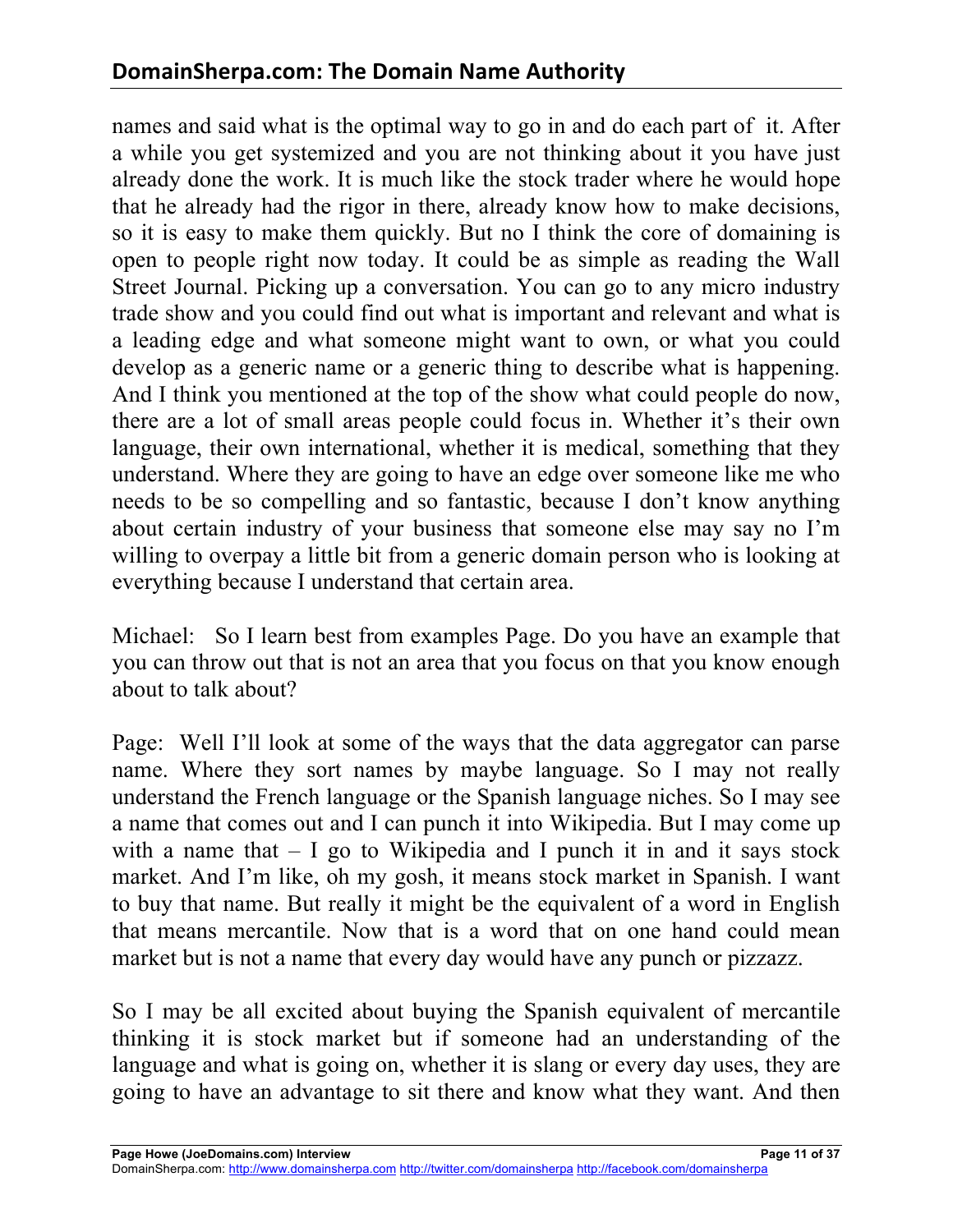names and said what is the optimal way to go in and do each part of it. After a while you get systemized and you are not thinking about it you have just already done the work. It is much like the stock trader where he would hope that he already had the rigor in there, already know how to make decisions, so it is easy to make them quickly. But no I think the core of domaining is open to people right now today. It could be as simple as reading the Wall Street Journal. Picking up a conversation. You can go to any micro industry trade show and you could find out what is important and relevant and what is a leading edge and what someone might want to own, or what you could develop as a generic name or a generic thing to describe what is happening. And I think you mentioned at the top of the show what could people do now, there are a lot of small areas people could focus in. Whether it's their own language, their own international, whether it is medical, something that they understand. Where they are going to have an edge over someone like me who needs to be so compelling and so fantastic, because I don't know anything about certain industry of your business that someone else may say no I'm willing to overpay a little bit from a generic domain person who is looking at everything because I understand that certain area.

Michael: So I learn best from examples Page. Do you have an example that you can throw out that is not an area that you focus on that you know enough about to talk about?

Page: Well I'll look at some of the ways that the data aggregator can parse name. Where they sort names by maybe language. So I may not really understand the French language or the Spanish language niches. So I may see a name that comes out and I can punch it into Wikipedia. But I may come up with a name that – I go to Wikipedia and I punch it in and it says stock market. And I'm like, oh my gosh, it means stock market in Spanish. I want to buy that name. But really it might be the equivalent of a word in English that means mercantile. Now that is a word that on one hand could mean market but is not a name that every day would have any punch or pizzazz.

So I may be all excited about buying the Spanish equivalent of mercantile thinking it is stock market but if someone had an understanding of the language and what is going on, whether it is slang or every day uses, they are going to have an advantage to sit there and know what they want. And then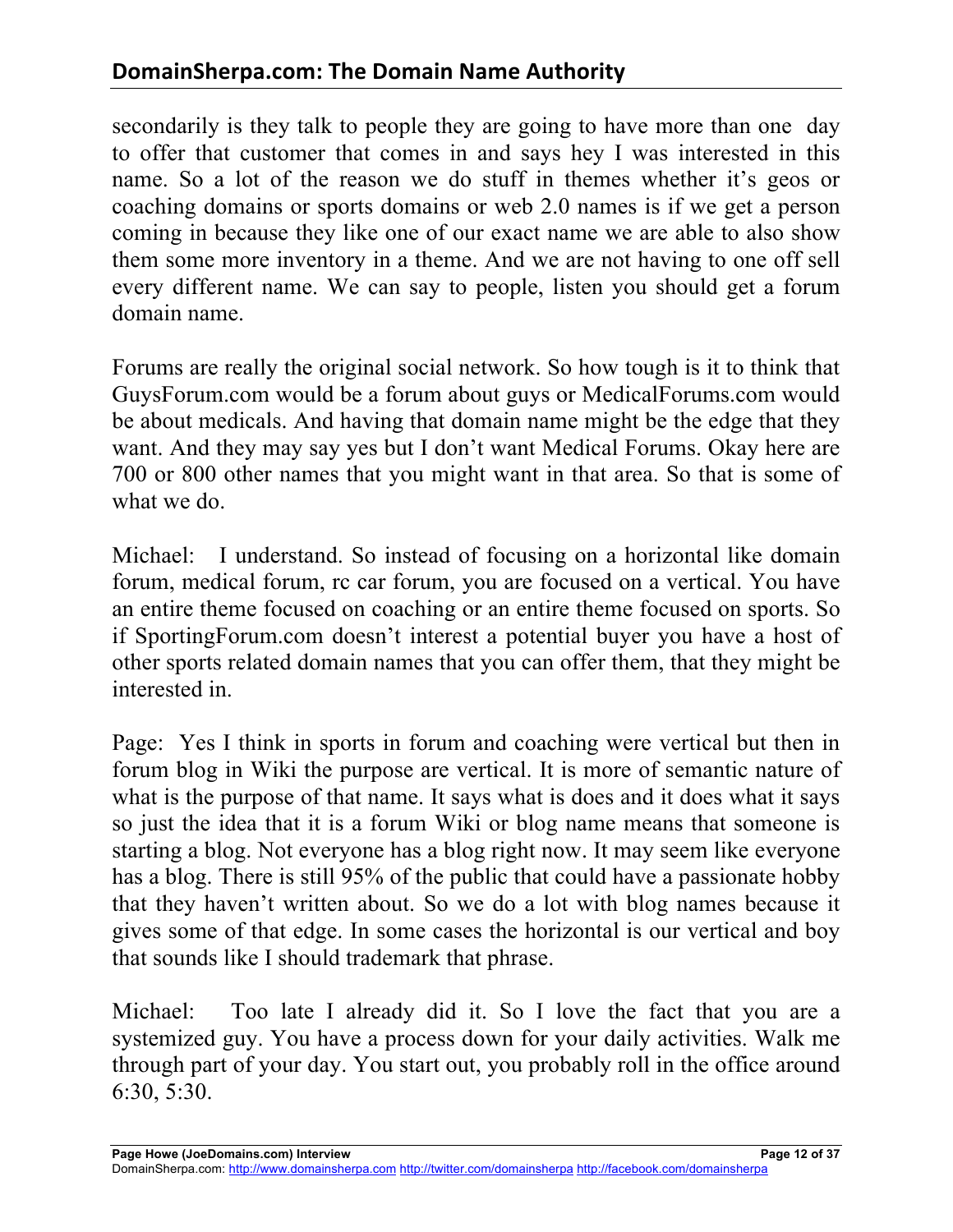secondarily is they talk to people they are going to have more than one day to offer that customer that comes in and says hey I was interested in this name. So a lot of the reason we do stuff in themes whether it's geos or coaching domains or sports domains or web 2.0 names is if we get a person coming in because they like one of our exact name we are able to also show them some more inventory in a theme. And we are not having to one off sell every different name. We can say to people, listen you should get a forum domain name.

Forums are really the original social network. So how tough is it to think that GuysForum.com would be a forum about guys or MedicalForums.com would be about medicals. And having that domain name might be the edge that they want. And they may say yes but I don't want Medical Forums. Okay here are 700 or 800 other names that you might want in that area. So that is some of what we do.

Michael: I understand. So instead of focusing on a horizontal like domain forum, medical forum, rc car forum, you are focused on a vertical. You have an entire theme focused on coaching or an entire theme focused on sports. So if SportingForum.com doesn't interest a potential buyer you have a host of other sports related domain names that you can offer them, that they might be interested in.

Page: Yes I think in sports in forum and coaching were vertical but then in forum blog in Wiki the purpose are vertical. It is more of semantic nature of what is the purpose of that name. It says what is does and it does what it says so just the idea that it is a forum Wiki or blog name means that someone is starting a blog. Not everyone has a blog right now. It may seem like everyone has a blog. There is still 95% of the public that could have a passionate hobby that they haven't written about. So we do a lot with blog names because it gives some of that edge. In some cases the horizontal is our vertical and boy that sounds like I should trademark that phrase.

Michael: Too late I already did it. So I love the fact that you are a systemized guy. You have a process down for your daily activities. Walk me through part of your day. You start out, you probably roll in the office around 6:30, 5:30.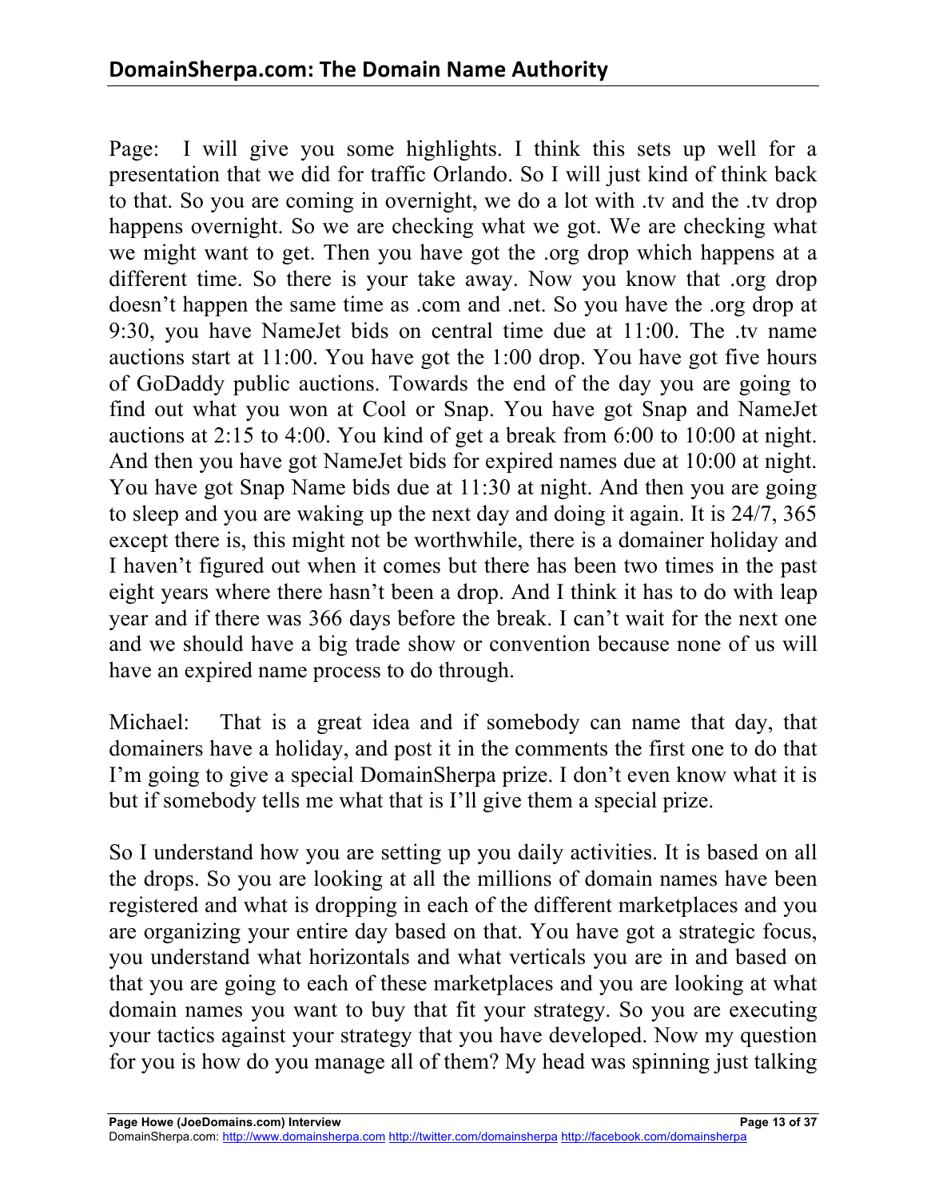Page: I will give you some highlights. I think this sets up well for a presentation that we did for traffic Orlando. So I will just kind of think back to that. So you are coming in overnight, we do a lot with .tv and the .tv drop happens overnight. So we are checking what we got. We are checking what we might want to get. Then you have got the .org drop which happens at a different time. So there is your take away. Now you know that .org drop doesn't happen the same time as .com and .net. So you have the .org drop at 9:30, you have NameJet bids on central time due at 11:00. The .tv name auctions start at 11:00. You have got the 1:00 drop. You have got five hours of GoDaddy public auctions. Towards the end of the day you are going to find out what you won at Cool or Snap. You have got Snap and NameJet auctions at 2:15 to 4:00. You kind of get a break from 6:00 to 10:00 at night. And then you have got NameJet bids for expired names due at 10:00 at night. You have got Snap Name bids due at 11:30 at night. And then you are going to sleep and you are waking up the next day and doing it again. It is 24/7, 365 except there is, this might not be worthwhile, there is a domainer holiday and I haven't figured out when it comes but there has been two times in the past eight years where there hasn't been a drop. And I think it has to do with leap year and if there was 366 days before the break. I can't wait for the next one and we should have a big trade show or convention because none of us will have an expired name process to do through.

Michael: That is a great idea and if somebody can name that day, that domainers have a holiday, and post it in the comments the first one to do that I'm going to give a special DomainSherpa prize. I don't even know what it is but if somebody tells me what that is I'll give them a special prize.

So I understand how you are setting up you daily activities. It is based on all the drops. So you are looking at all the millions of domain names have been registered and what is dropping in each of the different marketplaces and you are organizing your entire day based on that. You have got a strategic focus, you understand what horizontals and what verticals you are in and based on that you are going to each of these marketplaces and you are looking at what domain names you want to buy that fit your strategy. So you are executing your tactics against your strategy that you have developed. Now my question for you is how do you manage all of them? My head was spinning just talking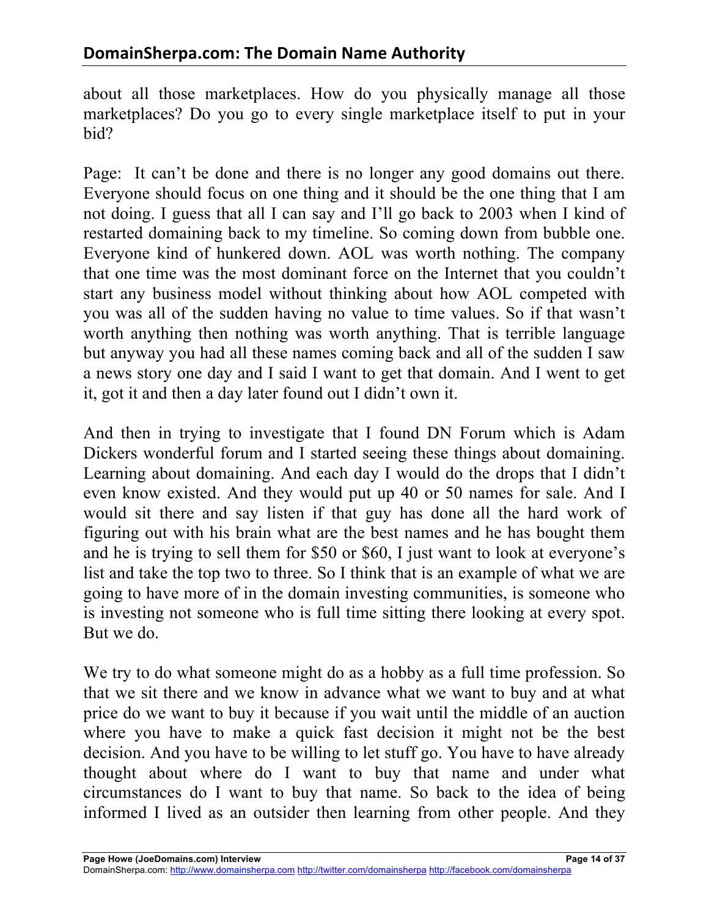about all those marketplaces. How do you physically manage all those marketplaces? Do you go to every single marketplace itself to put in your bid?

Page: It can't be done and there is no longer any good domains out there. Everyone should focus on one thing and it should be the one thing that I am not doing. I guess that all I can say and I'll go back to 2003 when I kind of restarted domaining back to my timeline. So coming down from bubble one. Everyone kind of hunkered down. AOL was worth nothing. The company that one time was the most dominant force on the Internet that you couldn't start any business model without thinking about how AOL competed with you was all of the sudden having no value to time values. So if that wasn't worth anything then nothing was worth anything. That is terrible language but anyway you had all these names coming back and all of the sudden I saw a news story one day and I said I want to get that domain. And I went to get it, got it and then a day later found out I didn't own it.

And then in trying to investigate that I found DN Forum which is Adam Dickers wonderful forum and I started seeing these things about domaining. Learning about domaining. And each day I would do the drops that I didn't even know existed. And they would put up 40 or 50 names for sale. And I would sit there and say listen if that guy has done all the hard work of figuring out with his brain what are the best names and he has bought them and he is trying to sell them for $50 or $60, I just want to look at everyone's list and take the top two to three. So I think that is an example of what we are going to have more of in the domain investing communities, is someone who is investing not someone who is full time sitting there looking at every spot. But we do.

We try to do what someone might do as a hobby as a full time profession. So that we sit there and we know in advance what we want to buy and at what price do we want to buy it because if you wait until the middle of an auction where you have to make a quick fast decision it might not be the best decision. And you have to be willing to let stuff go. You have to have already thought about where do I want to buy that name and under what circumstances do I want to buy that name. So back to the idea of being informed I lived as an outsider then learning from other people. And they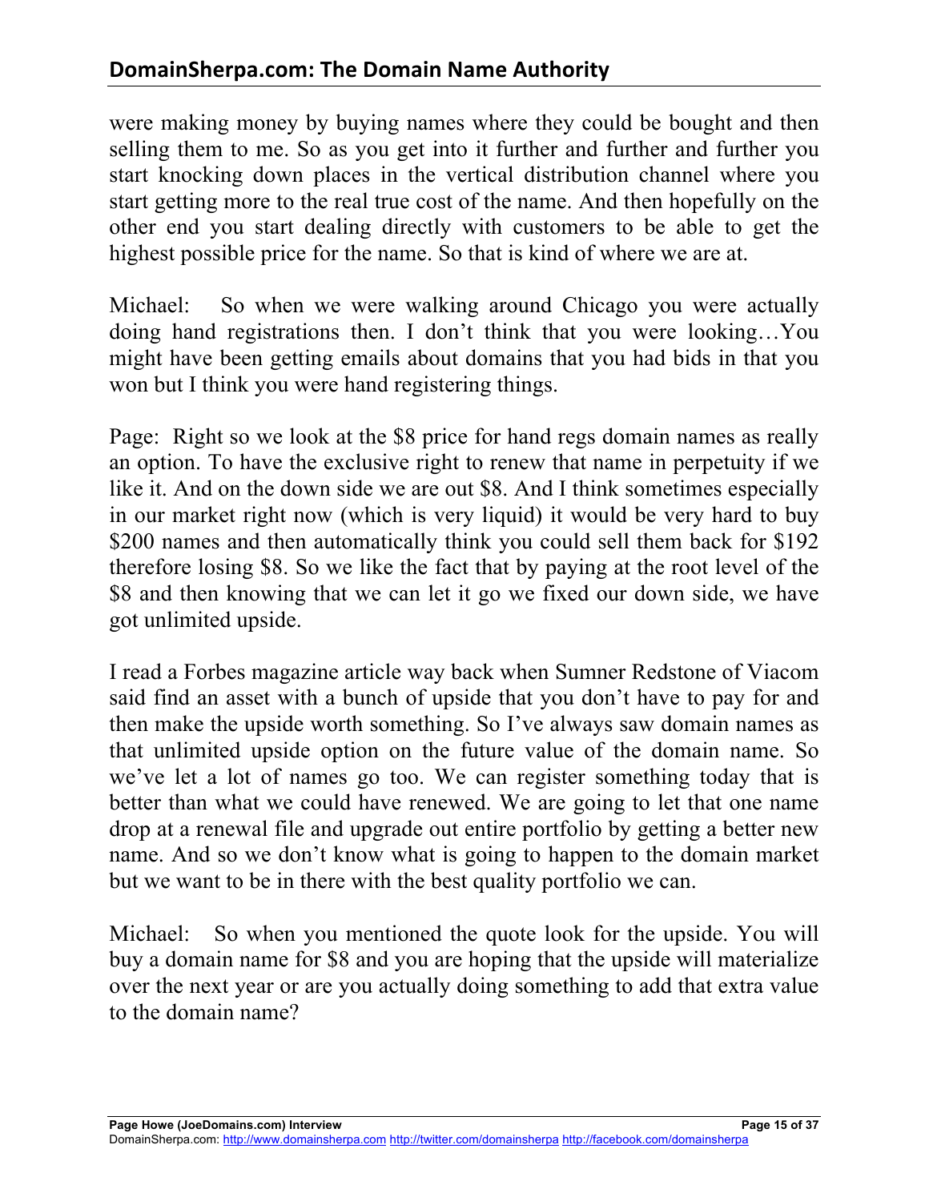were making money by buying names where they could be bought and then selling them to me. So as you get into it further and further and further you start knocking down places in the vertical distribution channel where you start getting more to the real true cost of the name. And then hopefully on the other end you start dealing directly with customers to be able to get the highest possible price for the name. So that is kind of where we are at.

Michael: So when we were walking around Chicago you were actually doing hand registrations then. I don't think that you were looking…You might have been getting emails about domains that you had bids in that you won but I think you were hand registering things.

Page: Right so we look at the $8 price for hand regs domain names as really an option. To have the exclusive right to renew that name in perpetuity if we like it. And on the down side we are out $8. And I think sometimes especially in our market right now (which is very liquid) it would be very hard to buy $200 names and then automatically think you could sell them back for $192 therefore losing $8. So we like the fact that by paying at the root level of the $8 and then knowing that we can let it go we fixed our down side, we have got unlimited upside.

I read a Forbes magazine article way back when Sumner Redstone of Viacom said find an asset with a bunch of upside that you don't have to pay for and then make the upside worth something. So I've always saw domain names as that unlimited upside option on the future value of the domain name. So we've let a lot of names go too. We can register something today that is better than what we could have renewed. We are going to let that one name drop at a renewal file and upgrade out entire portfolio by getting a better new name. And so we don't know what is going to happen to the domain market but we want to be in there with the best quality portfolio we can.

Michael: So when you mentioned the quote look for the upside. You will buy a domain name for $8 and you are hoping that the upside will materialize over the next year or are you actually doing something to add that extra value to the domain name?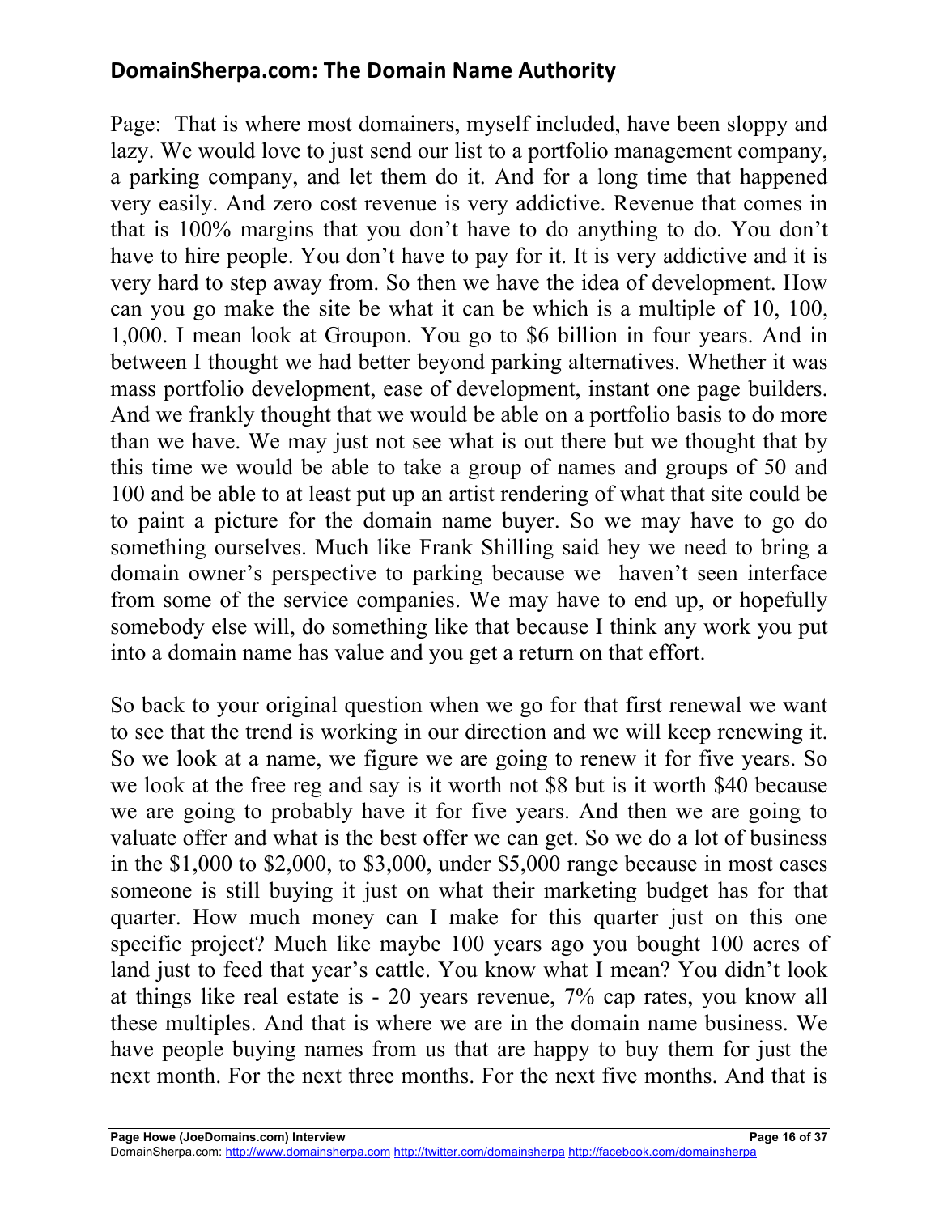Page: That is where most domainers, myself included, have been sloppy and lazy. We would love to just send our list to a portfolio management company, a parking company, and let them do it. And for a long time that happened very easily. And zero cost revenue is very addictive. Revenue that comes in that is 100% margins that you don't have to do anything to do. You don't have to hire people. You don't have to pay for it. It is very addictive and it is very hard to step away from. So then we have the idea of development. How can you go make the site be what it can be which is a multiple of 10, 100, 1,000. I mean look at Groupon. You go to $6 billion in four years. And in between I thought we had better beyond parking alternatives. Whether it was mass portfolio development, ease of development, instant one page builders. And we frankly thought that we would be able on a portfolio basis to do more than we have. We may just not see what is out there but we thought that by this time we would be able to take a group of names and groups of 50 and 100 and be able to at least put up an artist rendering of what that site could be to paint a picture for the domain name buyer. So we may have to go do something ourselves. Much like Frank Shilling said hey we need to bring a domain owner's perspective to parking because we haven't seen interface from some of the service companies. We may have to end up, or hopefully somebody else will, do something like that because I think any work you put into a domain name has value and you get a return on that effort.

So back to your original question when we go for that first renewal we want to see that the trend is working in our direction and we will keep renewing it. So we look at a name, we figure we are going to renew it for five years. So we look at the free reg and say is it worth not $8 but is it worth $40 because we are going to probably have it for five years. And then we are going to valuate offer and what is the best offer we can get. So we do a lot of business in the $1,000 to $2,000, to $3,000, under $5,000 range because in most cases someone is still buying it just on what their marketing budget has for that quarter. How much money can I make for this quarter just on this one specific project? Much like maybe 100 years ago you bought 100 acres of land just to feed that year's cattle. You know what I mean? You didn't look at things like real estate is - 20 years revenue, 7% cap rates, you know all these multiples. And that is where we are in the domain name business. We have people buying names from us that are happy to buy them for just the next month. For the next three months. For the next five months. And that is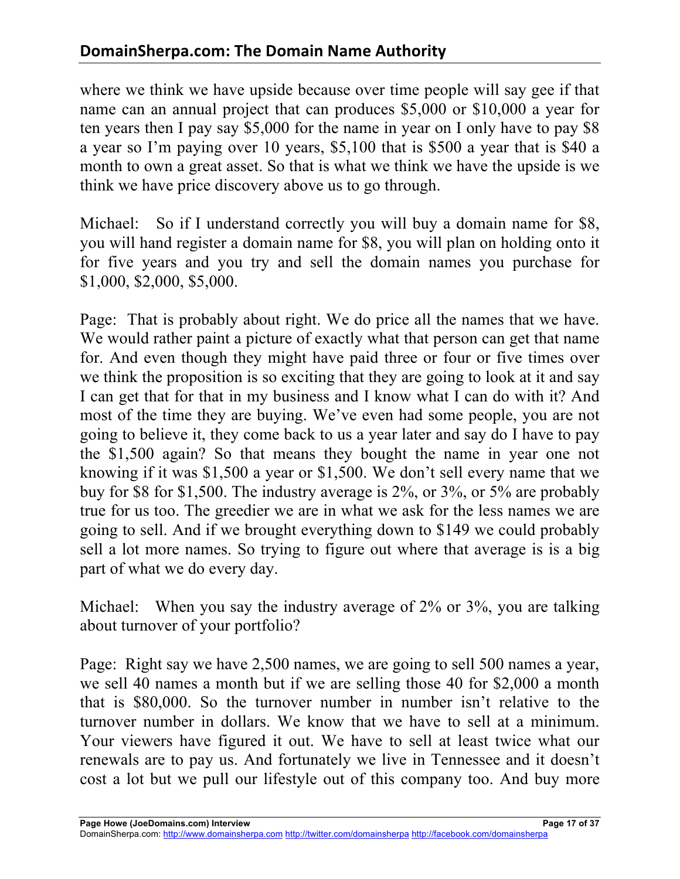where we think we have upside because over time people will say gee if that name can an annual project that can produces $5,000 or $10,000 a year for ten years then I pay say $5,000 for the name in year on I only have to pay $8 a year so I'm paying over 10 years, $5,100 that is $500 a year that is $40 a month to own a great asset. So that is what we think we have the upside is we think we have price discovery above us to go through.

Michael: So if I understand correctly you will buy a domain name for $8, you will hand register a domain name for $8, you will plan on holding onto it for five years and you try and sell the domain names you purchase for $1,000, $2,000, $5,000.

Page: That is probably about right. We do price all the names that we have. We would rather paint a picture of exactly what that person can get that name for. And even though they might have paid three or four or five times over we think the proposition is so exciting that they are going to look at it and say I can get that for that in my business and I know what I can do with it? And most of the time they are buying. We've even had some people, you are not going to believe it, they come back to us a year later and say do I have to pay the $1,500 again? So that means they bought the name in year one not knowing if it was $1,500 a year or $1,500. We don't sell every name that we buy for $8 for $1,500. The industry average is 2%, or 3%, or 5% are probably true for us too. The greedier we are in what we ask for the less names we are going to sell. And if we brought everything down to $149 we could probably sell a lot more names. So trying to figure out where that average is is a big part of what we do every day.

Michael: When you say the industry average of 2% or 3%, you are talking about turnover of your portfolio?

Page: Right say we have 2,500 names, we are going to sell 500 names a year, we sell 40 names a month but if we are selling those 40 for $2,000 a month that is $80,000. So the turnover number in number isn't relative to the turnover number in dollars. We know that we have to sell at a minimum. Your viewers have figured it out. We have to sell at least twice what our renewals are to pay us. And fortunately we live in Tennessee and it doesn't cost a lot but we pull our lifestyle out of this company too. And buy more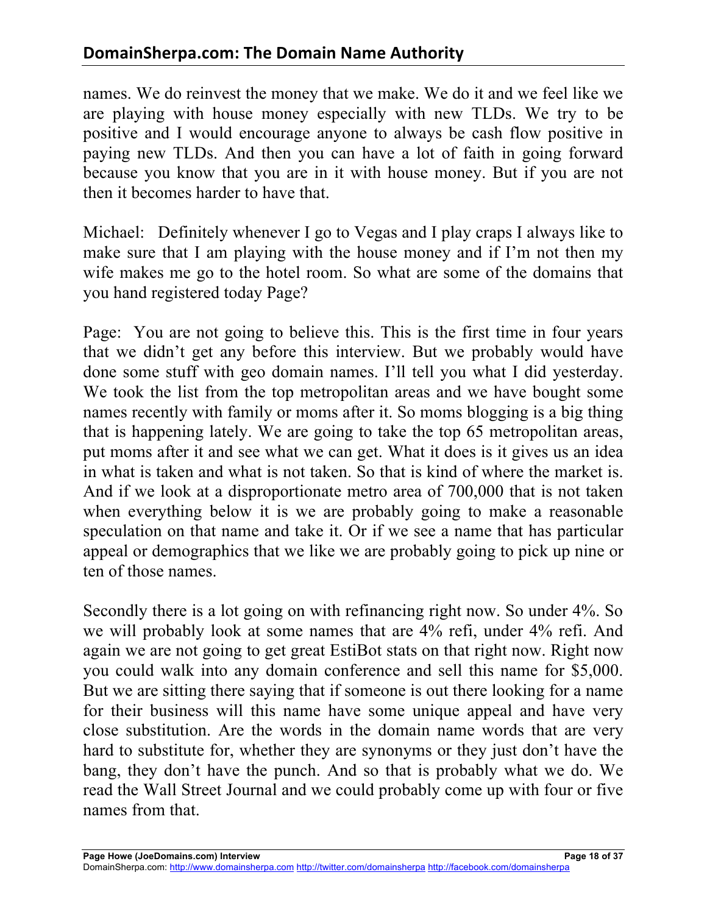names. We do reinvest the money that we make. We do it and we feel like we are playing with house money especially with new TLDs. We try to be positive and I would encourage anyone to always be cash flow positive in paying new TLDs. And then you can have a lot of faith in going forward because you know that you are in it with house money. But if you are not then it becomes harder to have that.

Michael: Definitely whenever I go to Vegas and I play craps I always like to make sure that I am playing with the house money and if I'm not then my wife makes me go to the hotel room. So what are some of the domains that you hand registered today Page?

Page: You are not going to believe this. This is the first time in four years that we didn't get any before this interview. But we probably would have done some stuff with geo domain names. I'll tell you what I did yesterday. We took the list from the top metropolitan areas and we have bought some names recently with family or moms after it. So moms blogging is a big thing that is happening lately. We are going to take the top 65 metropolitan areas, put moms after it and see what we can get. What it does is it gives us an idea in what is taken and what is not taken. So that is kind of where the market is. And if we look at a disproportionate metro area of 700,000 that is not taken when everything below it is we are probably going to make a reasonable speculation on that name and take it. Or if we see a name that has particular appeal or demographics that we like we are probably going to pick up nine or ten of those names.

Secondly there is a lot going on with refinancing right now. So under 4%. So we will probably look at some names that are 4% refi, under 4% refi. And again we are not going to get great EstiBot stats on that right now. Right now you could walk into any domain conference and sell this name for $5,000. But we are sitting there saying that if someone is out there looking for a name for their business will this name have some unique appeal and have very close substitution. Are the words in the domain name words that are very hard to substitute for, whether they are synonyms or they just don't have the bang, they don't have the punch. And so that is probably what we do. We read the Wall Street Journal and we could probably come up with four or five names from that.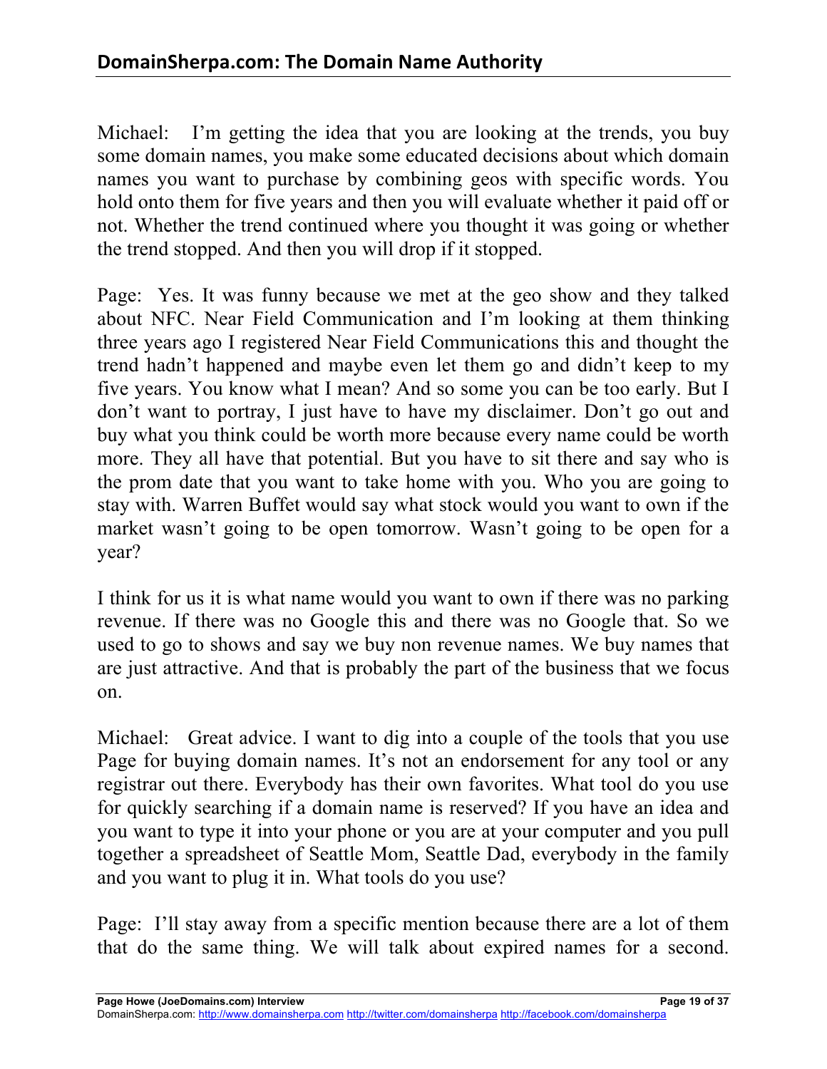Michael: I'm getting the idea that you are looking at the trends, you buy some domain names, you make some educated decisions about which domain names you want to purchase by combining geos with specific words. You hold onto them for five years and then you will evaluate whether it paid off or not. Whether the trend continued where you thought it was going or whether the trend stopped. And then you will drop if it stopped.

Page: Yes. It was funny because we met at the geo show and they talked about NFC. Near Field Communication and I'm looking at them thinking three years ago I registered Near Field Communications this and thought the trend hadn't happened and maybe even let them go and didn't keep to my five years. You know what I mean? And so some you can be too early. But I don't want to portray, I just have to have my disclaimer. Don't go out and buy what you think could be worth more because every name could be worth more. They all have that potential. But you have to sit there and say who is the prom date that you want to take home with you. Who you are going to stay with. Warren Buffet would say what stock would you want to own if the market wasn't going to be open tomorrow. Wasn't going to be open for a year?

I think for us it is what name would you want to own if there was no parking revenue. If there was no Google this and there was no Google that. So we used to go to shows and say we buy non revenue names. We buy names that are just attractive. And that is probably the part of the business that we focus on.

Michael: Great advice. I want to dig into a couple of the tools that you use Page for buying domain names. It's not an endorsement for any tool or any registrar out there. Everybody has their own favorites. What tool do you use for quickly searching if a domain name is reserved? If you have an idea and you want to type it into your phone or you are at your computer and you pull together a spreadsheet of Seattle Mom, Seattle Dad, everybody in the family and you want to plug it in. What tools do you use?

Page: I'll stay away from a specific mention because there are a lot of them that do the same thing. We will talk about expired names for a second.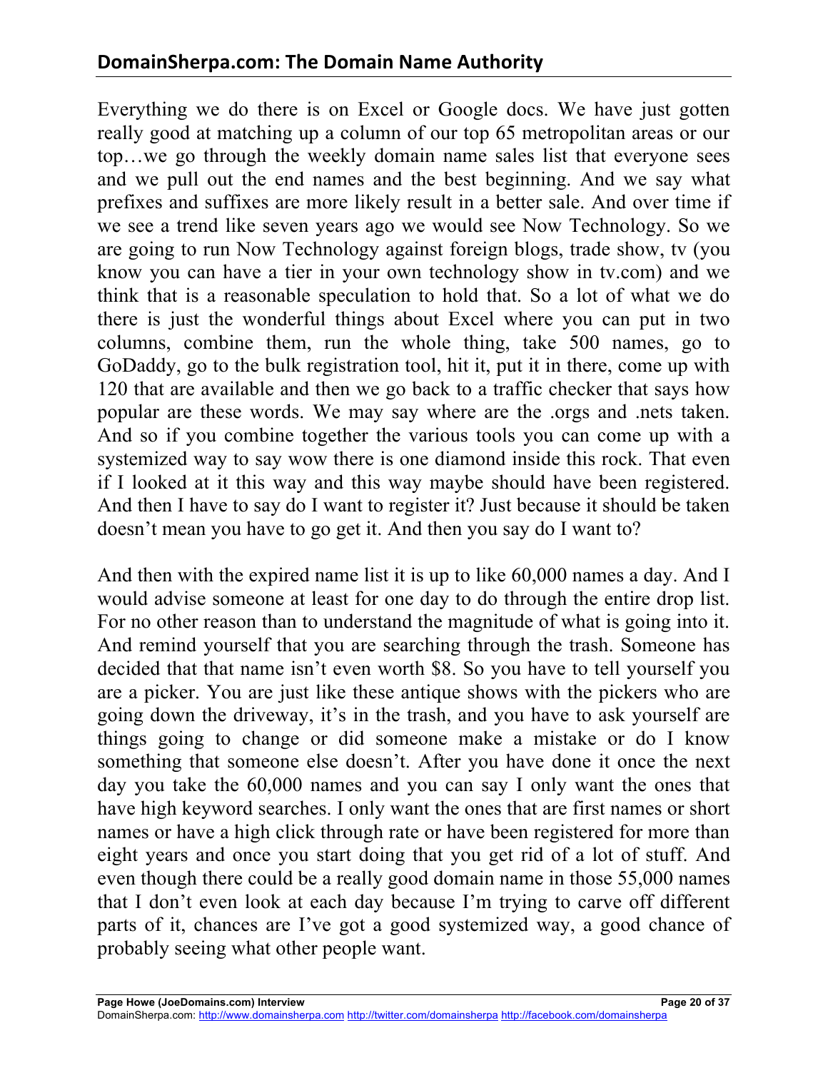Everything we do there is on Excel or Google docs. We have just gotten really good at matching up a column of our top 65 metropolitan areas or our top…we go through the weekly domain name sales list that everyone sees and we pull out the end names and the best beginning. And we say what prefixes and suffixes are more likely result in a better sale. And over time if we see a trend like seven years ago we would see Now Technology. So we are going to run Now Technology against foreign blogs, trade show, tv (you know you can have a tier in your own technology show in tv.com) and we think that is a reasonable speculation to hold that. So a lot of what we do there is just the wonderful things about Excel where you can put in two columns, combine them, run the whole thing, take 500 names, go to GoDaddy, go to the bulk registration tool, hit it, put it in there, come up with 120 that are available and then we go back to a traffic checker that says how popular are these words. We may say where are the .orgs and .nets taken. And so if you combine together the various tools you can come up with a systemized way to say wow there is one diamond inside this rock. That even if I looked at it this way and this way maybe should have been registered. And then I have to say do I want to register it? Just because it should be taken doesn't mean you have to go get it. And then you say do I want to?

And then with the expired name list it is up to like 60,000 names a day. And I would advise someone at least for one day to do through the entire drop list. For no other reason than to understand the magnitude of what is going into it. And remind yourself that you are searching through the trash. Someone has decided that that name isn't even worth $8. So you have to tell yourself you are a picker. You are just like these antique shows with the pickers who are going down the driveway, it's in the trash, and you have to ask yourself are things going to change or did someone make a mistake or do I know something that someone else doesn't. After you have done it once the next day you take the 60,000 names and you can say I only want the ones that have high keyword searches. I only want the ones that are first names or short names or have a high click through rate or have been registered for more than eight years and once you start doing that you get rid of a lot of stuff. And even though there could be a really good domain name in those 55,000 names that I don't even look at each day because I'm trying to carve off different parts of it, chances are I've got a good systemized way, a good chance of probably seeing what other people want.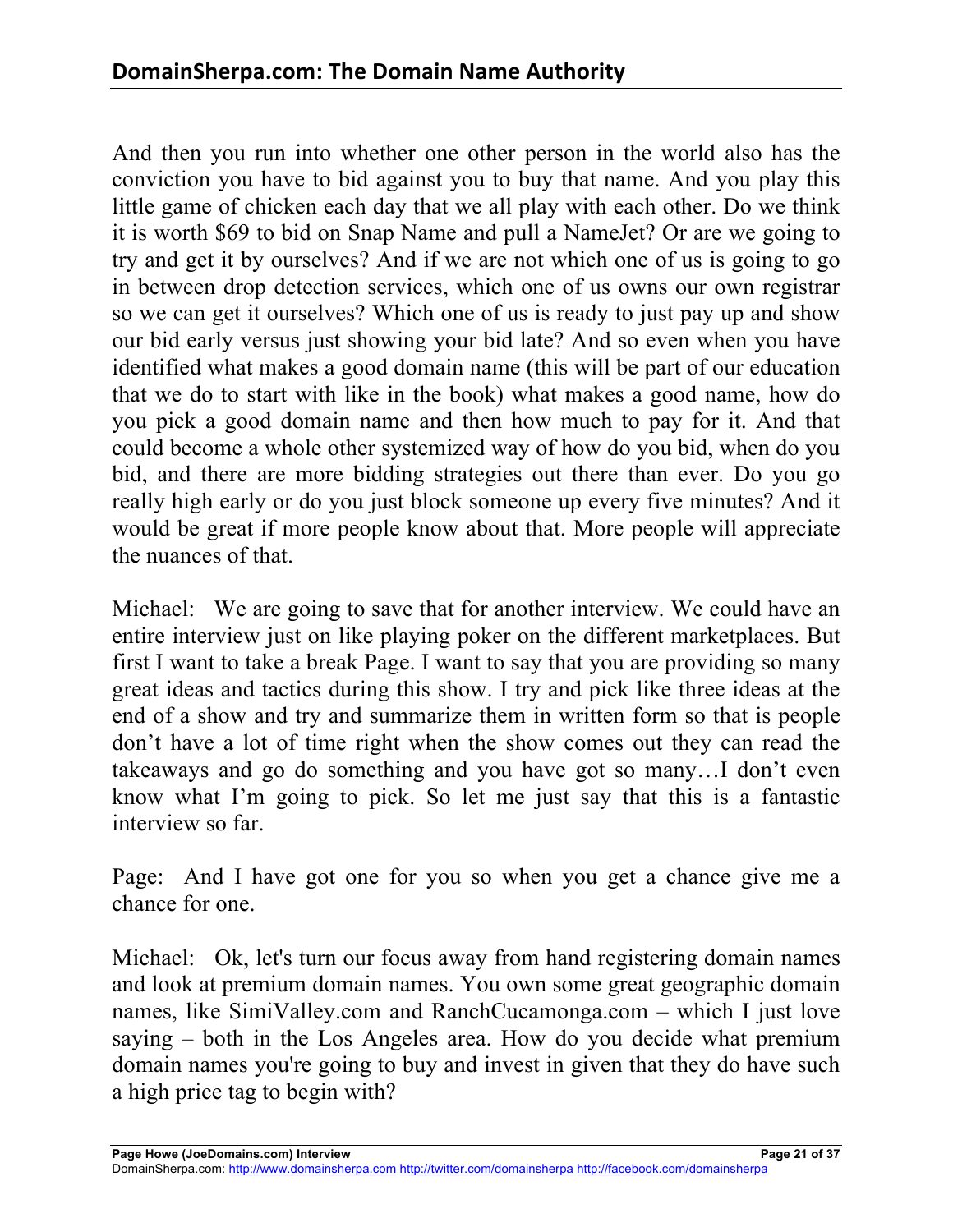And then you run into whether one other person in the world also has the conviction you have to bid against you to buy that name. And you play this little game of chicken each day that we all play with each other. Do we think it is worth $69 to bid on Snap Name and pull a NameJet? Or are we going to try and get it by ourselves? And if we are not which one of us is going to go in between drop detection services, which one of us owns our own registrar so we can get it ourselves? Which one of us is ready to just pay up and show our bid early versus just showing your bid late? And so even when you have identified what makes a good domain name (this will be part of our education that we do to start with like in the book) what makes a good name, how do you pick a good domain name and then how much to pay for it. And that could become a whole other systemized way of how do you bid, when do you bid, and there are more bidding strategies out there than ever. Do you go really high early or do you just block someone up every five minutes? And it would be great if more people know about that. More people will appreciate the nuances of that.

Michael: We are going to save that for another interview. We could have an entire interview just on like playing poker on the different marketplaces. But first I want to take a break Page. I want to say that you are providing so many great ideas and tactics during this show. I try and pick like three ideas at the end of a show and try and summarize them in written form so that is people don't have a lot of time right when the show comes out they can read the takeaways and go do something and you have got so many…I don't even know what I'm going to pick. So let me just say that this is a fantastic interview so far.

Page: And I have got one for you so when you get a chance give me a chance for one.

Michael: Ok, let's turn our focus away from hand registering domain names and look at premium domain names. You own some great geographic domain names, like SimiValley.com and RanchCucamonga.com – which I just love saying – both in the Los Angeles area. How do you decide what premium domain names you're going to buy and invest in given that they do have such a high price tag to begin with?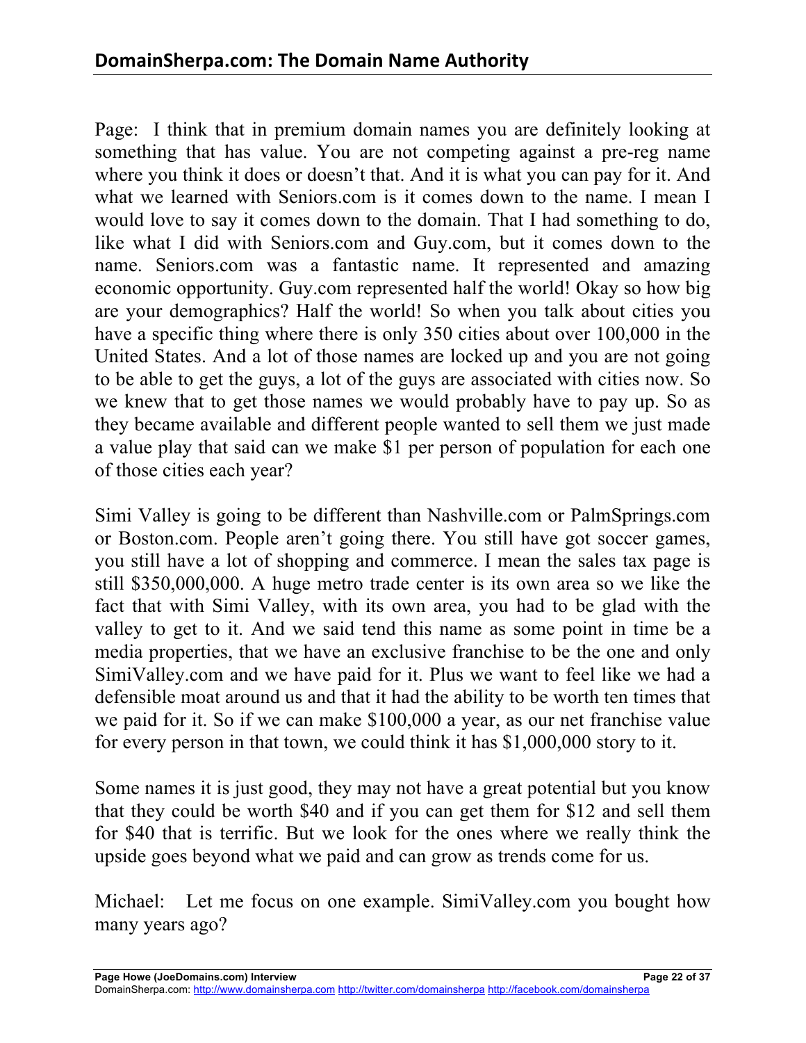Page: I think that in premium domain names you are definitely looking at something that has value. You are not competing against a pre-reg name where you think it does or doesn't that. And it is what you can pay for it. And what we learned with Seniors.com is it comes down to the name. I mean I would love to say it comes down to the domain. That I had something to do, like what I did with Seniors.com and Guy.com, but it comes down to the name. Seniors.com was a fantastic name. It represented and amazing economic opportunity. Guy.com represented half the world! Okay so how big are your demographics? Half the world! So when you talk about cities you have a specific thing where there is only 350 cities about over 100,000 in the United States. And a lot of those names are locked up and you are not going to be able to get the guys, a lot of the guys are associated with cities now. So we knew that to get those names we would probably have to pay up. So as they became available and different people wanted to sell them we just made a value play that said can we make $1 per person of population for each one of those cities each year?

Simi Valley is going to be different than Nashville.com or PalmSprings.com or Boston.com. People aren't going there. You still have got soccer games, you still have a lot of shopping and commerce. I mean the sales tax page is still $350,000,000. A huge metro trade center is its own area so we like the fact that with Simi Valley, with its own area, you had to be glad with the valley to get to it. And we said tend this name as some point in time be a media properties, that we have an exclusive franchise to be the one and only SimiValley.com and we have paid for it. Plus we want to feel like we had a defensible moat around us and that it had the ability to be worth ten times that we paid for it. So if we can make $100,000 a year, as our net franchise value for every person in that town, we could think it has $1,000,000 story to it.

Some names it is just good, they may not have a great potential but you know that they could be worth $40 and if you can get them for $12 and sell them for $40 that is terrific. But we look for the ones where we really think the upside goes beyond what we paid and can grow as trends come for us.

Michael: Let me focus on one example. SimiValley.com you bought how many years ago?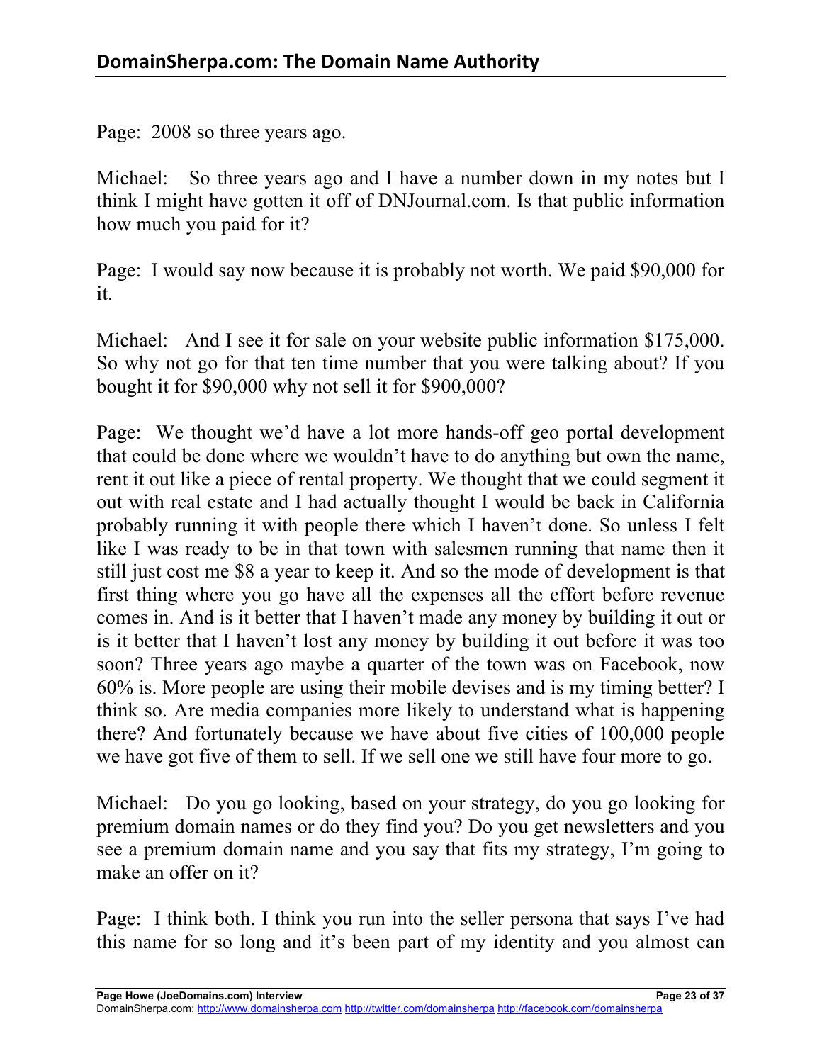Page: 2008 so three years ago.

Michael: So three years ago and I have a number down in my notes but I think I might have gotten it off of DNJournal.com. Is that public information how much you paid for it?

Page: I would say now because it is probably not worth. We paid $90,000 for it.

Michael: And I see it for sale on your website public information $175,000. So why not go for that ten time number that you were talking about? If you bought it for $90,000 why not sell it for $900,000?

Page: We thought we'd have a lot more hands-off geo portal development that could be done where we wouldn't have to do anything but own the name, rent it out like a piece of rental property. We thought that we could segment it out with real estate and I had actually thought I would be back in California probably running it with people there which I haven't done. So unless I felt like I was ready to be in that town with salesmen running that name then it still just cost me $8 a year to keep it. And so the mode of development is that first thing where you go have all the expenses all the effort before revenue comes in. And is it better that I haven't made any money by building it out or is it better that I haven't lost any money by building it out before it was too soon? Three years ago maybe a quarter of the town was on Facebook, now 60% is. More people are using their mobile devises and is my timing better? I think so. Are media companies more likely to understand what is happening there? And fortunately because we have about five cities of 100,000 people we have got five of them to sell. If we sell one we still have four more to go.

Michael: Do you go looking, based on your strategy, do you go looking for premium domain names or do they find you? Do you get newsletters and you see a premium domain name and you say that fits my strategy, I'm going to make an offer on it?

Page: I think both. I think you run into the seller persona that says I've had this name for so long and it's been part of my identity and you almost can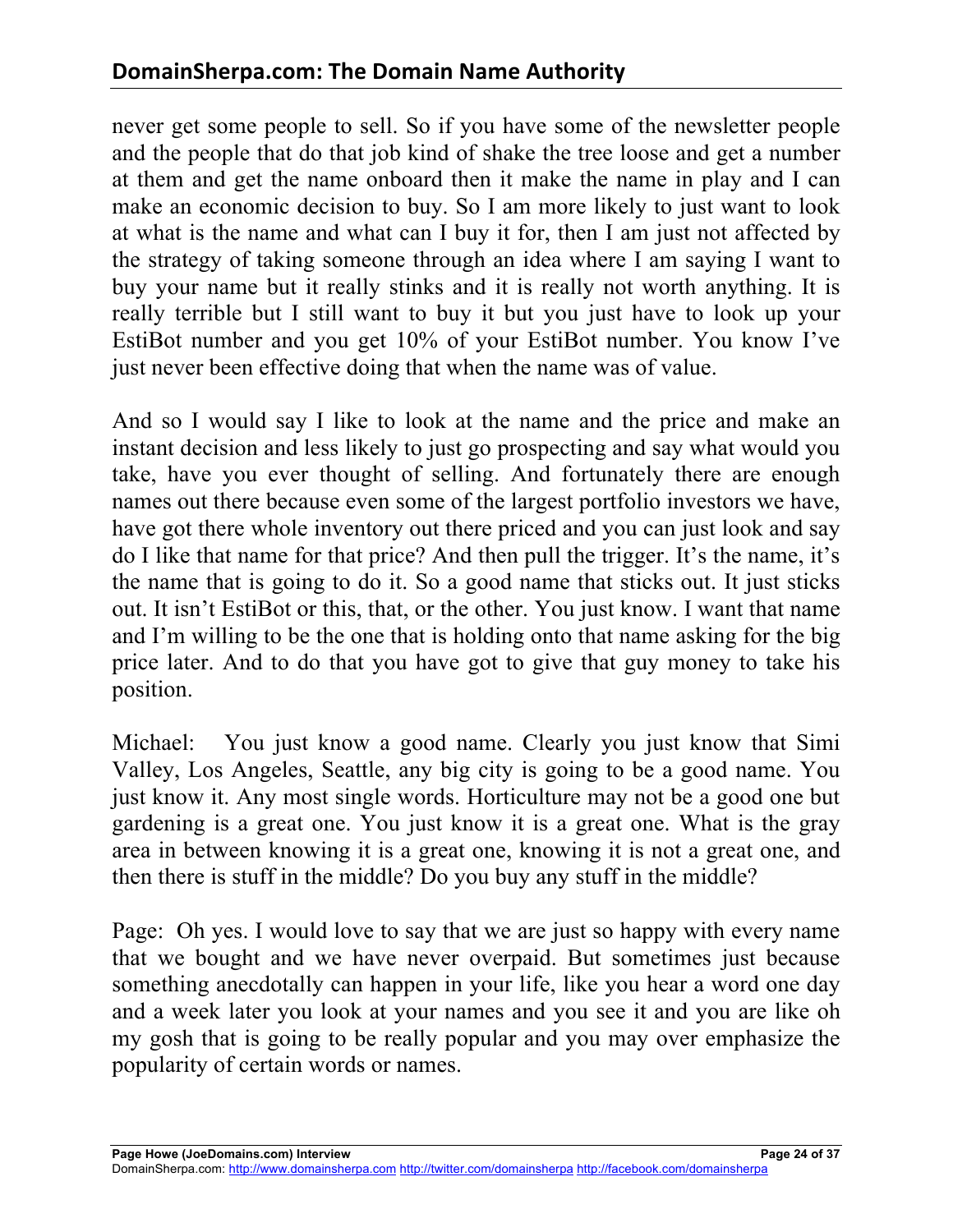never get some people to sell. So if you have some of the newsletter people and the people that do that job kind of shake the tree loose and get a number at them and get the name onboard then it make the name in play and I can make an economic decision to buy. So I am more likely to just want to look at what is the name and what can I buy it for, then I am just not affected by the strategy of taking someone through an idea where I am saying I want to buy your name but it really stinks and it is really not worth anything. It is really terrible but I still want to buy it but you just have to look up your EstiBot number and you get 10% of your EstiBot number. You know I've just never been effective doing that when the name was of value.

And so I would say I like to look at the name and the price and make an instant decision and less likely to just go prospecting and say what would you take, have you ever thought of selling. And fortunately there are enough names out there because even some of the largest portfolio investors we have, have got there whole inventory out there priced and you can just look and say do I like that name for that price? And then pull the trigger. It's the name, it's the name that is going to do it. So a good name that sticks out. It just sticks out. It isn't EstiBot or this, that, or the other. You just know. I want that name and I'm willing to be the one that is holding onto that name asking for the big price later. And to do that you have got to give that guy money to take his position.

Michael: You just know a good name. Clearly you just know that Simi Valley, Los Angeles, Seattle, any big city is going to be a good name. You just know it. Any most single words. Horticulture may not be a good one but gardening is a great one. You just know it is a great one. What is the gray area in between knowing it is a great one, knowing it is not a great one, and then there is stuff in the middle? Do you buy any stuff in the middle?

Page: Oh yes. I would love to say that we are just so happy with every name that we bought and we have never overpaid. But sometimes just because something anecdotally can happen in your life, like you hear a word one day and a week later you look at your names and you see it and you are like oh my gosh that is going to be really popular and you may over emphasize the popularity of certain words or names.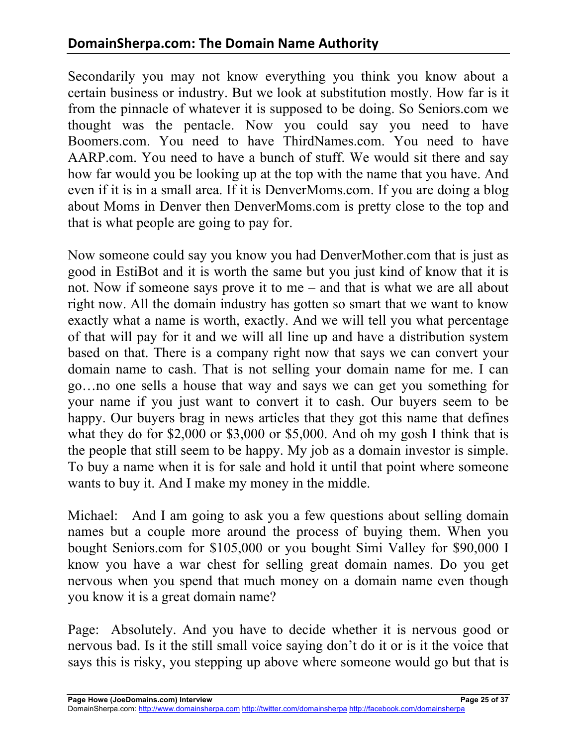Secondarily you may not know everything you think you know about a certain business or industry. But we look at substitution mostly. How far is it from the pinnacle of whatever it is supposed to be doing. So Seniors.com we thought was the pentacle. Now you could say you need to have Boomers.com. You need to have ThirdNames.com. You need to have AARP.com. You need to have a bunch of stuff. We would sit there and say how far would you be looking up at the top with the name that you have. And even if it is in a small area. If it is DenverMoms.com. If you are doing a blog about Moms in Denver then DenverMoms.com is pretty close to the top and that is what people are going to pay for.

Now someone could say you know you had DenverMother.com that is just as good in EstiBot and it is worth the same but you just kind of know that it is not. Now if someone says prove it to me – and that is what we are all about right now. All the domain industry has gotten so smart that we want to know exactly what a name is worth, exactly. And we will tell you what percentage of that will pay for it and we will all line up and have a distribution system based on that. There is a company right now that says we can convert your domain name to cash. That is not selling your domain name for me. I can go…no one sells a house that way and says we can get you something for your name if you just want to convert it to cash. Our buyers seem to be happy. Our buyers brag in news articles that they got this name that defines what they do for $2,000 or $3,000 or $5,000. And oh my gosh I think that is the people that still seem to be happy. My job as a domain investor is simple. To buy a name when it is for sale and hold it until that point where someone wants to buy it. And I make my money in the middle.

Michael: And I am going to ask you a few questions about selling domain names but a couple more around the process of buying them. When you bought Seniors.com for $105,000 or you bought Simi Valley for $90,000 I know you have a war chest for selling great domain names. Do you get nervous when you spend that much money on a domain name even though you know it is a great domain name?

Page: Absolutely. And you have to decide whether it is nervous good or nervous bad. Is it the still small voice saying don't do it or is it the voice that says this is risky, you stepping up above where someone would go but that is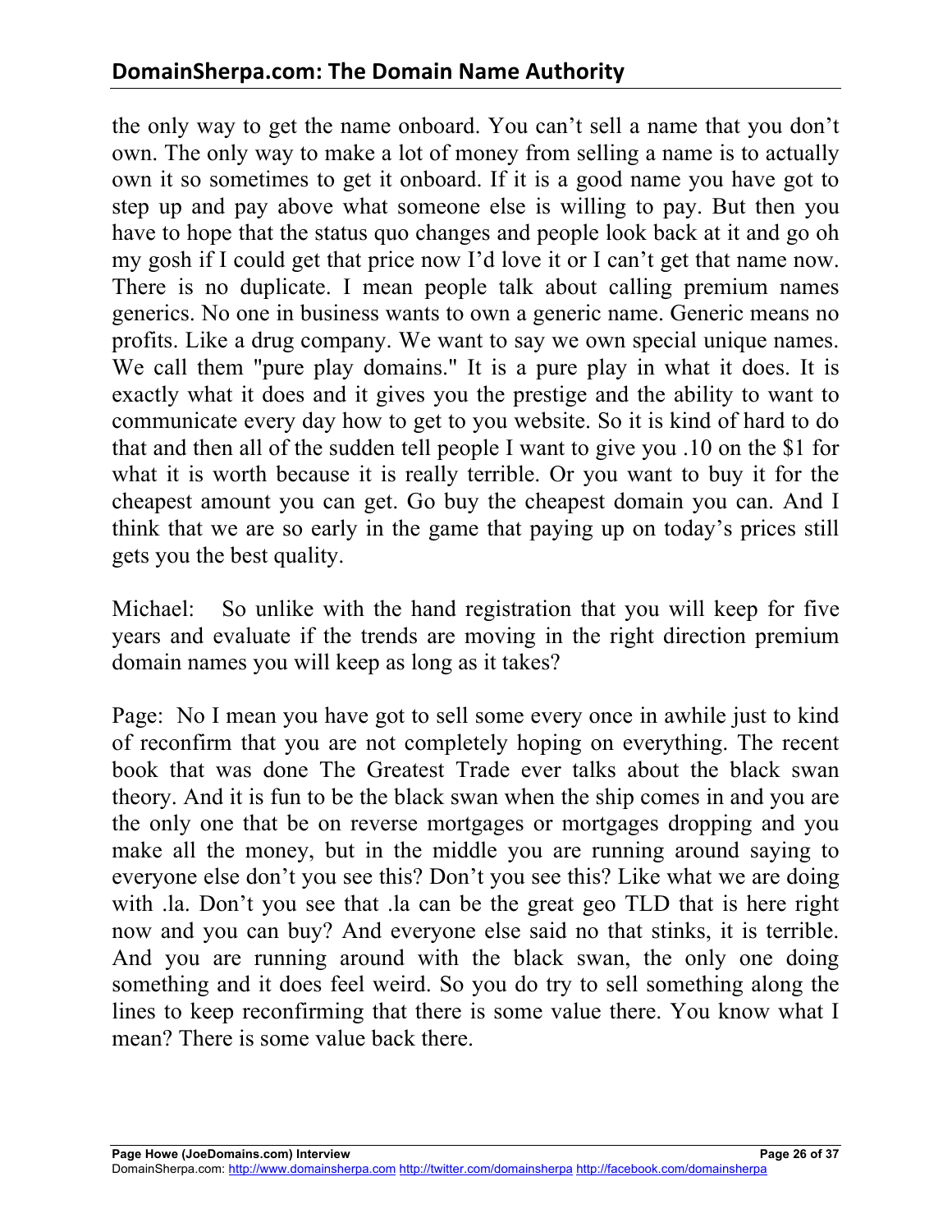the only way to get the name onboard. You can't sell a name that you don't own. The only way to make a lot of money from selling a name is to actually own it so sometimes to get it onboard. If it is a good name you have got to step up and pay above what someone else is willing to pay. But then you have to hope that the status quo changes and people look back at it and go oh my gosh if I could get that price now I'd love it or I can't get that name now. There is no duplicate. I mean people talk about calling premium names generics. No one in business wants to own a generic name. Generic means no profits. Like a drug company. We want to say we own special unique names. We call them "pure play domains." It is a pure play in what it does. It is exactly what it does and it gives you the prestige and the ability to want to communicate every day how to get to you website. So it is kind of hard to do that and then all of the sudden tell people I want to give you .10 on the $1 for what it is worth because it is really terrible. Or you want to buy it for the cheapest amount you can get. Go buy the cheapest domain you can. And I think that we are so early in the game that paying up on today's prices still gets you the best quality.

Michael: So unlike with the hand registration that you will keep for five years and evaluate if the trends are moving in the right direction premium domain names you will keep as long as it takes?

Page: No I mean you have got to sell some every once in awhile just to kind of reconfirm that you are not completely hoping on everything. The recent book that was done The Greatest Trade ever talks about the black swan theory. And it is fun to be the black swan when the ship comes in and you are the only one that be on reverse mortgages or mortgages dropping and you make all the money, but in the middle you are running around saying to everyone else don't you see this? Don't you see this? Like what we are doing with .la. Don't you see that .la can be the great geo TLD that is here right now and you can buy? And everyone else said no that stinks, it is terrible. And you are running around with the black swan, the only one doing something and it does feel weird. So you do try to sell something along the lines to keep reconfirming that there is some value there. You know what I mean? There is some value back there.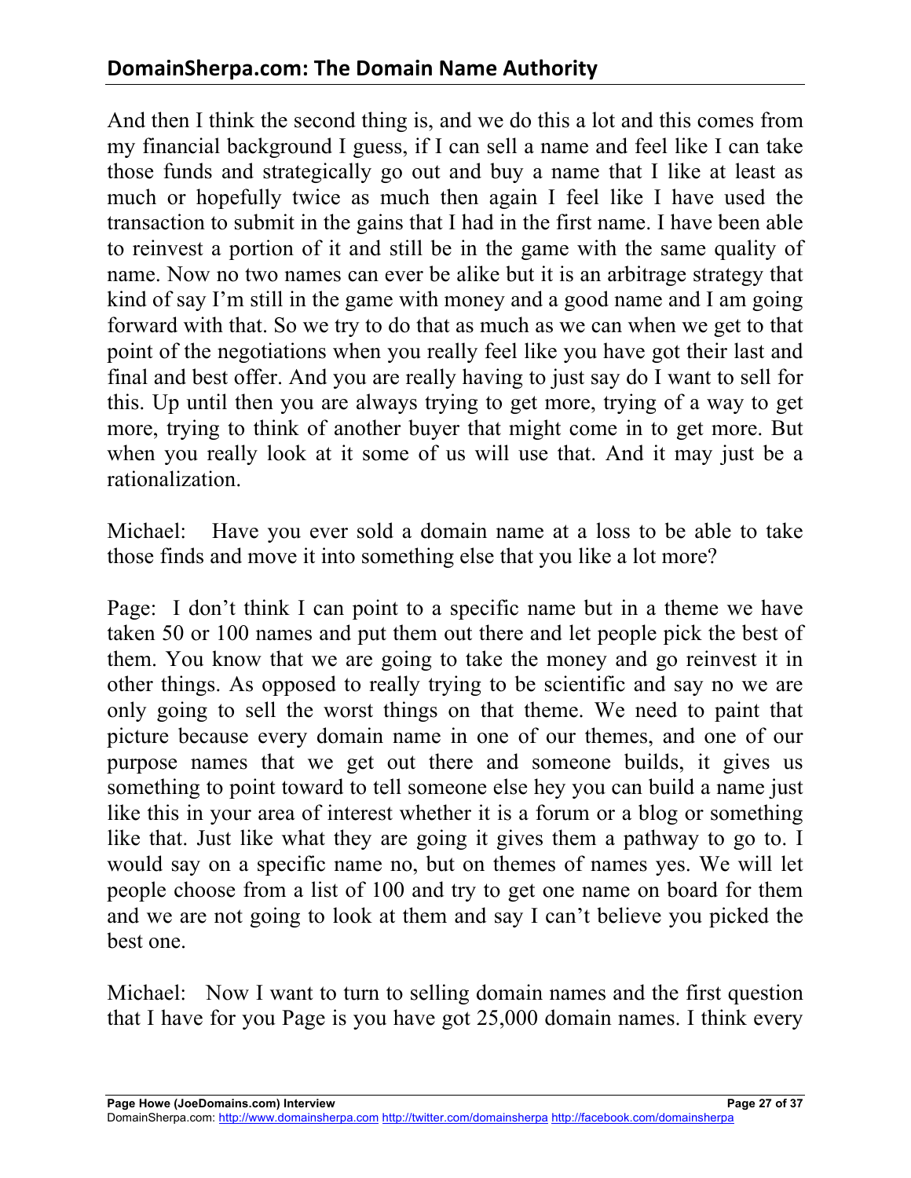And then I think the second thing is, and we do this a lot and this comes from my financial background I guess, if I can sell a name and feel like I can take those funds and strategically go out and buy a name that I like at least as much or hopefully twice as much then again I feel like I have used the transaction to submit in the gains that I had in the first name. I have been able to reinvest a portion of it and still be in the game with the same quality of name. Now no two names can ever be alike but it is an arbitrage strategy that kind of say I'm still in the game with money and a good name and I am going forward with that. So we try to do that as much as we can when we get to that point of the negotiations when you really feel like you have got their last and final and best offer. And you are really having to just say do I want to sell for this. Up until then you are always trying to get more, trying of a way to get more, trying to think of another buyer that might come in to get more. But when you really look at it some of us will use that. And it may just be a rationalization.

Michael: Have you ever sold a domain name at a loss to be able to take those finds and move it into something else that you like a lot more?

Page: I don't think I can point to a specific name but in a theme we have taken 50 or 100 names and put them out there and let people pick the best of them. You know that we are going to take the money and go reinvest it in other things. As opposed to really trying to be scientific and say no we are only going to sell the worst things on that theme. We need to paint that picture because every domain name in one of our themes, and one of our purpose names that we get out there and someone builds, it gives us something to point toward to tell someone else hey you can build a name just like this in your area of interest whether it is a forum or a blog or something like that. Just like what they are going it gives them a pathway to go to. I would say on a specific name no, but on themes of names yes. We will let people choose from a list of 100 and try to get one name on board for them and we are not going to look at them and say I can't believe you picked the best one.

Michael: Now I want to turn to selling domain names and the first question that I have for you Page is you have got 25,000 domain names. I think every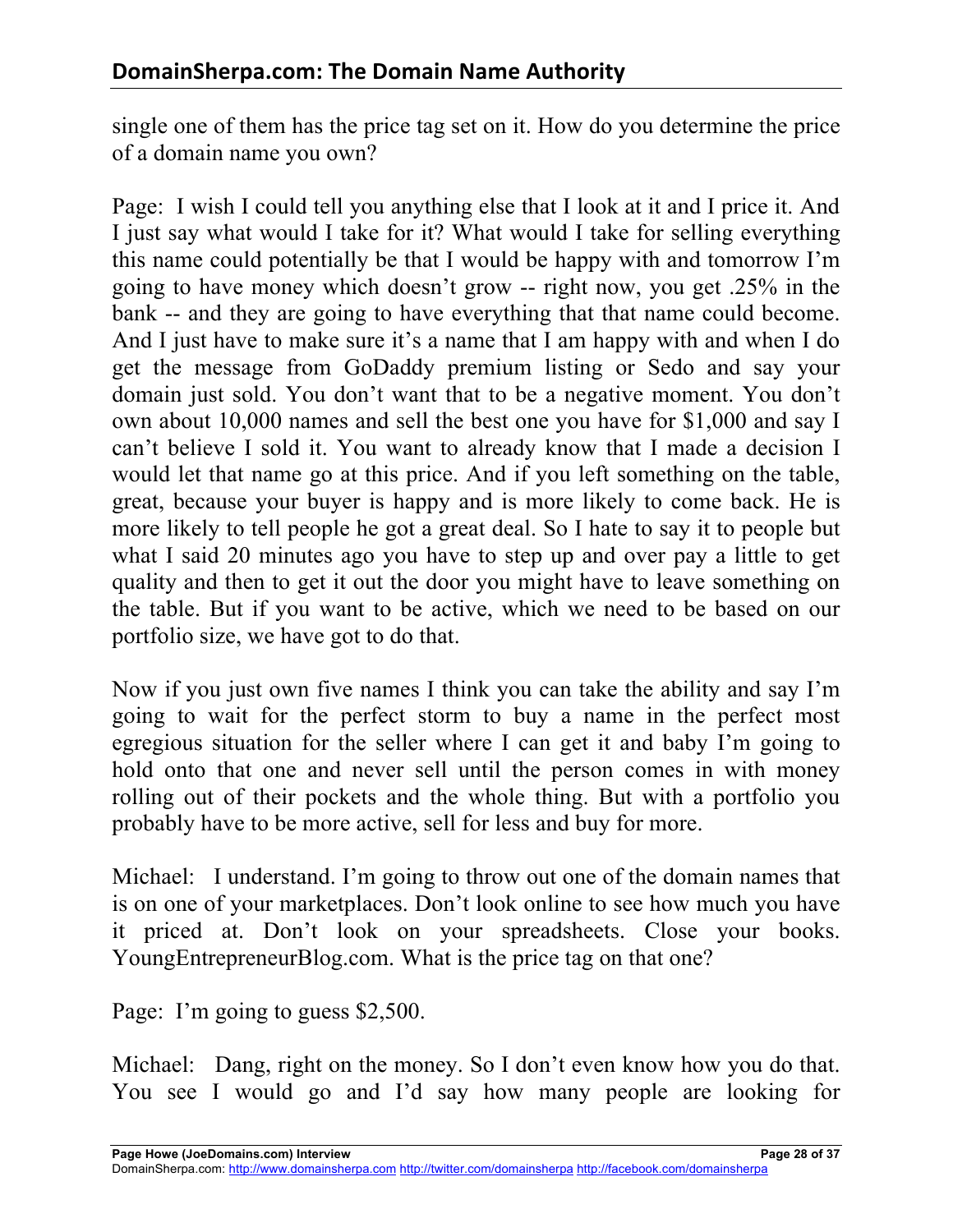single one of them has the price tag set on it. How do you determine the price of a domain name you own?

Page: I wish I could tell you anything else that I look at it and I price it. And I just say what would I take for it? What would I take for selling everything this name could potentially be that I would be happy with and tomorrow I'm going to have money which doesn't grow -- right now, you get .25% in the bank -- and they are going to have everything that that name could become. And I just have to make sure it's a name that I am happy with and when I do get the message from GoDaddy premium listing or Sedo and say your domain just sold. You don't want that to be a negative moment. You don't own about 10,000 names and sell the best one you have for $1,000 and say I can't believe I sold it. You want to already know that I made a decision I would let that name go at this price. And if you left something on the table, great, because your buyer is happy and is more likely to come back. He is more likely to tell people he got a great deal. So I hate to say it to people but what I said 20 minutes ago you have to step up and over pay a little to get quality and then to get it out the door you might have to leave something on the table. But if you want to be active, which we need to be based on our portfolio size, we have got to do that.

Now if you just own five names I think you can take the ability and say I'm going to wait for the perfect storm to buy a name in the perfect most egregious situation for the seller where I can get it and baby I'm going to hold onto that one and never sell until the person comes in with money rolling out of their pockets and the whole thing. But with a portfolio you probably have to be more active, sell for less and buy for more.

Michael: I understand. I'm going to throw out one of the domain names that is on one of your marketplaces. Don't look online to see how much you have it priced at. Don't look on your spreadsheets. Close your books. YoungEntrepreneurBlog.com. What is the price tag on that one?

Page: I'm going to guess $2,500.

Michael: Dang, right on the money. So I don't even know how you do that. You see I would go and I'd say how many people are looking for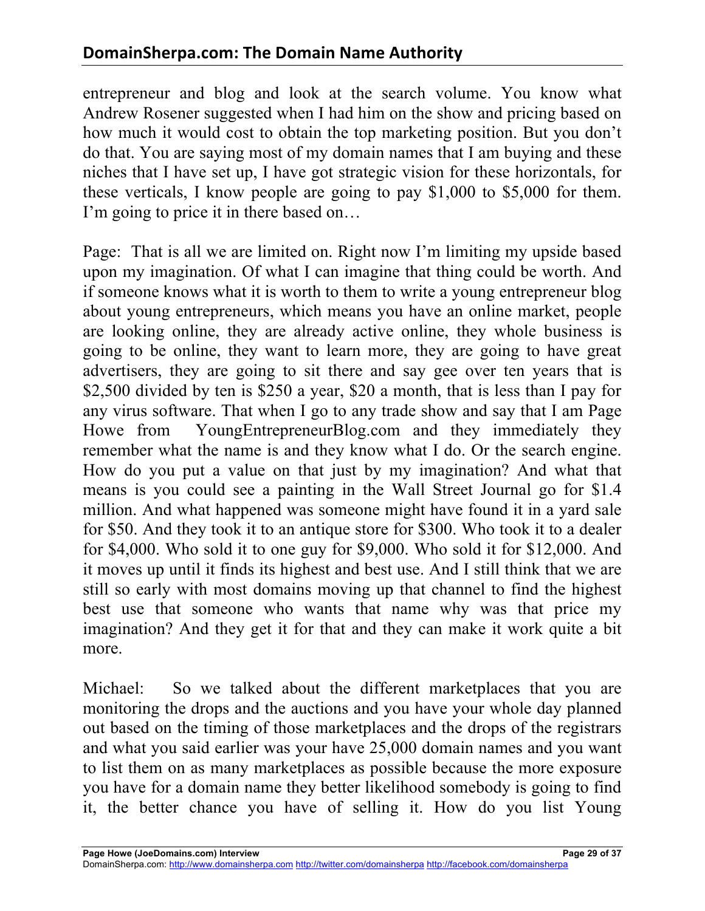entrepreneur and blog and look at the search volume. You know what Andrew Rosener suggested when I had him on the show and pricing based on how much it would cost to obtain the top marketing position. But you don't do that. You are saying most of my domain names that I am buying and these niches that I have set up, I have got strategic vision for these horizontals, for these verticals, I know people are going to pay $1,000 to $5,000 for them. I'm going to price it in there based on…

Page: That is all we are limited on. Right now I'm limiting my upside based upon my imagination. Of what I can imagine that thing could be worth. And if someone knows what it is worth to them to write a young entrepreneur blog about young entrepreneurs, which means you have an online market, people are looking online, they are already active online, they whole business is going to be online, they want to learn more, they are going to have great advertisers, they are going to sit there and say gee over ten years that is $2,500 divided by ten is $250 a year, $20 a month, that is less than I pay for any virus software. That when I go to any trade show and say that I am Page Howe from YoungEntrepreneurBlog.com and they immediately they remember what the name is and they know what I do. Or the search engine. How do you put a value on that just by my imagination? And what that means is you could see a painting in the Wall Street Journal go for $1.4 million. And what happened was someone might have found it in a yard sale for $50. And they took it to an antique store for $300. Who took it to a dealer for $4,000. Who sold it to one guy for $9,000. Who sold it for $12,000. And it moves up until it finds its highest and best use. And I still think that we are still so early with most domains moving up that channel to find the highest best use that someone who wants that name why was that price my imagination? And they get it for that and they can make it work quite a bit more.

Michael: So we talked about the different marketplaces that you are monitoring the drops and the auctions and you have your whole day planned out based on the timing of those marketplaces and the drops of the registrars and what you said earlier was your have 25,000 domain names and you want to list them on as many marketplaces as possible because the more exposure you have for a domain name they better likelihood somebody is going to find it, the better chance you have of selling it. How do you list Young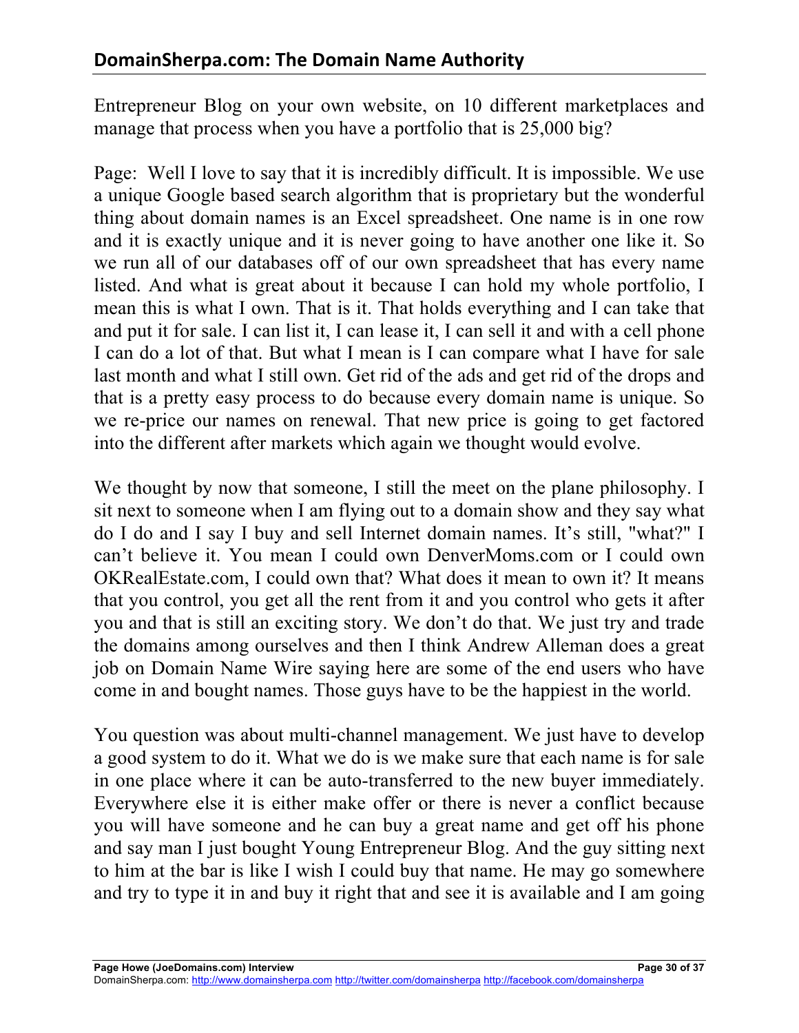Entrepreneur Blog on your own website, on 10 different marketplaces and manage that process when you have a portfolio that is 25,000 big?

Page: Well I love to say that it is incredibly difficult. It is impossible. We use a unique Google based search algorithm that is proprietary but the wonderful thing about domain names is an Excel spreadsheet. One name is in one row and it is exactly unique and it is never going to have another one like it. So we run all of our databases off of our own spreadsheet that has every name listed. And what is great about it because I can hold my whole portfolio, I mean this is what I own. That is it. That holds everything and I can take that and put it for sale. I can list it, I can lease it, I can sell it and with a cell phone I can do a lot of that. But what I mean is I can compare what I have for sale last month and what I still own. Get rid of the ads and get rid of the drops and that is a pretty easy process to do because every domain name is unique. So we re-price our names on renewal. That new price is going to get factored into the different after markets which again we thought would evolve.

We thought by now that someone, I still the meet on the plane philosophy. I sit next to someone when I am flying out to a domain show and they say what do I do and I say I buy and sell Internet domain names. It's still, "what?" I can't believe it. You mean I could own DenverMoms.com or I could own OKRealEstate.com, I could own that? What does it mean to own it? It means that you control, you get all the rent from it and you control who gets it after you and that is still an exciting story. We don't do that. We just try and trade the domains among ourselves and then I think Andrew Alleman does a great job on Domain Name Wire saying here are some of the end users who have come in and bought names. Those guys have to be the happiest in the world.

You question was about multi-channel management. We just have to develop a good system to do it. What we do is we make sure that each name is for sale in one place where it can be auto-transferred to the new buyer immediately. Everywhere else it is either make offer or there is never a conflict because you will have someone and he can buy a great name and get off his phone and say man I just bought Young Entrepreneur Blog. And the guy sitting next to him at the bar is like I wish I could buy that name. He may go somewhere and try to type it in and buy it right that and see it is available and I am going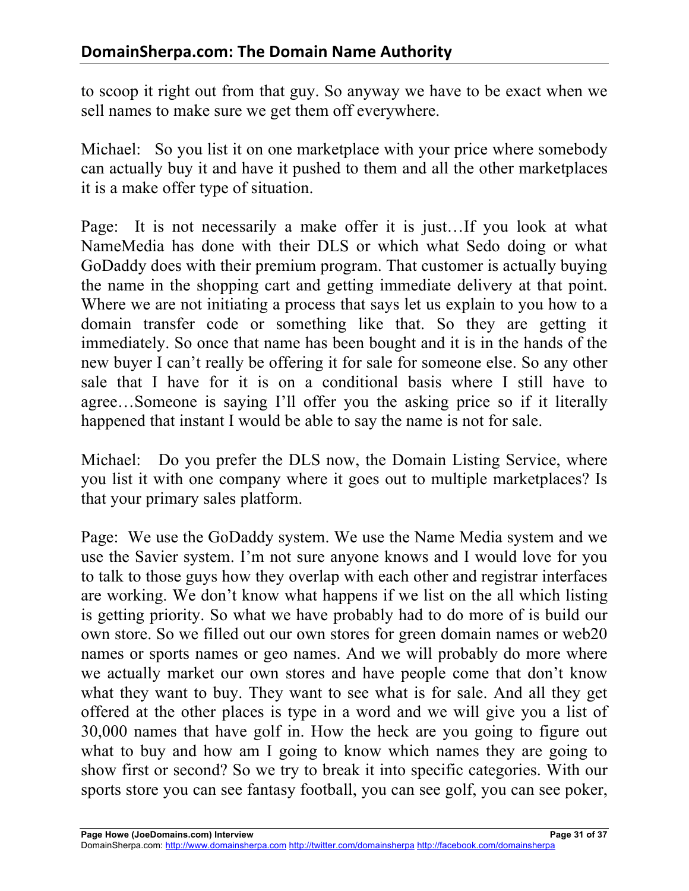to scoop it right out from that guy. So anyway we have to be exact when we sell names to make sure we get them off everywhere.

Michael: So you list it on one marketplace with your price where somebody can actually buy it and have it pushed to them and all the other marketplaces it is a make offer type of situation.

Page: It is not necessarily a make offer it is just…If you look at what NameMedia has done with their DLS or which what Sedo doing or what GoDaddy does with their premium program. That customer is actually buying the name in the shopping cart and getting immediate delivery at that point. Where we are not initiating a process that says let us explain to you how to a domain transfer code or something like that. So they are getting it immediately. So once that name has been bought and it is in the hands of the new buyer I can't really be offering it for sale for someone else. So any other sale that I have for it is on a conditional basis where I still have to agree…Someone is saying I'll offer you the asking price so if it literally happened that instant I would be able to say the name is not for sale.

Michael: Do you prefer the DLS now, the Domain Listing Service, where you list it with one company where it goes out to multiple marketplaces? Is that your primary sales platform.

Page: We use the GoDaddy system. We use the Name Media system and we use the Savier system. I'm not sure anyone knows and I would love for you to talk to those guys how they overlap with each other and registrar interfaces are working. We don't know what happens if we list on the all which listing is getting priority. So what we have probably had to do more of is build our own store. So we filled out our own stores for green domain names or web20 names or sports names or geo names. And we will probably do more where we actually market our own stores and have people come that don't know what they want to buy. They want to see what is for sale. And all they get offered at the other places is type in a word and we will give you a list of 30,000 names that have golf in. How the heck are you going to figure out what to buy and how am I going to know which names they are going to show first or second? So we try to break it into specific categories. With our sports store you can see fantasy football, you can see golf, you can see poker,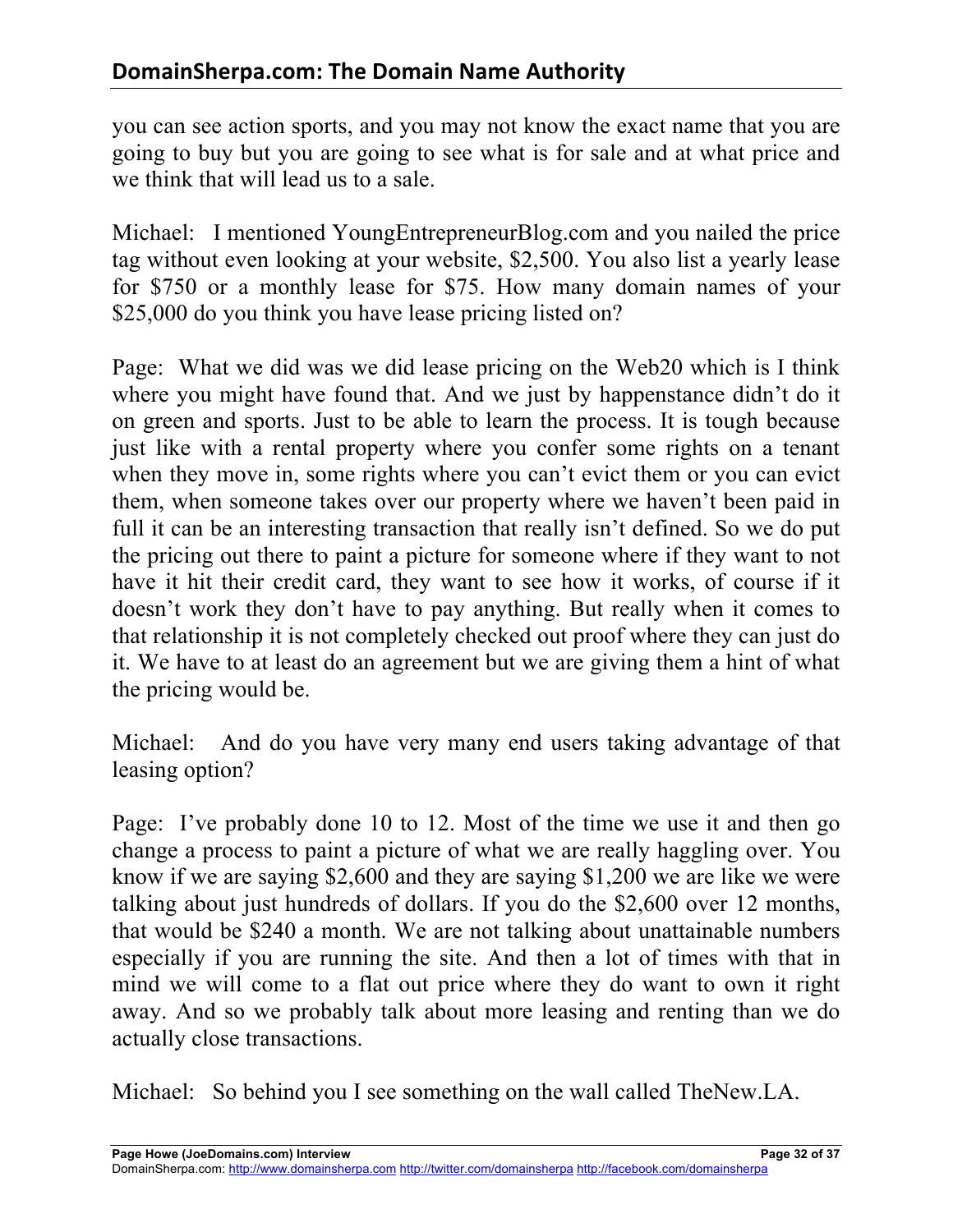you can see action sports, and you may not know the exact name that you are going to buy but you are going to see what is for sale and at what price and we think that will lead us to a sale.

Michael: I mentioned YoungEntrepreneurBlog.com and you nailed the price tag without even looking at your website, $2,500. You also list a yearly lease for $750 or a monthly lease for $75. How many domain names of your $25,000 do you think you have lease pricing listed on?

Page: What we did was we did lease pricing on the Web20 which is I think where you might have found that. And we just by happenstance didn't do it on green and sports. Just to be able to learn the process. It is tough because just like with a rental property where you confer some rights on a tenant when they move in, some rights where you can't evict them or you can evict them, when someone takes over our property where we haven't been paid in full it can be an interesting transaction that really isn't defined. So we do put the pricing out there to paint a picture for someone where if they want to not have it hit their credit card, they want to see how it works, of course if it doesn't work they don't have to pay anything. But really when it comes to that relationship it is not completely checked out proof where they can just do it. We have to at least do an agreement but we are giving them a hint of what the pricing would be.

Michael: And do you have very many end users taking advantage of that leasing option?

Page: I've probably done 10 to 12. Most of the time we use it and then go change a process to paint a picture of what we are really haggling over. You know if we are saying $2,600 and they are saying $1,200 we are like we were talking about just hundreds of dollars. If you do the $2,600 over 12 months, that would be $240 a month. We are not talking about unattainable numbers especially if you are running the site. And then a lot of times with that in mind we will come to a flat out price where they do want to own it right away. And so we probably talk about more leasing and renting than we do actually close transactions.

Michael: So behind you I see something on the wall called TheNew.LA.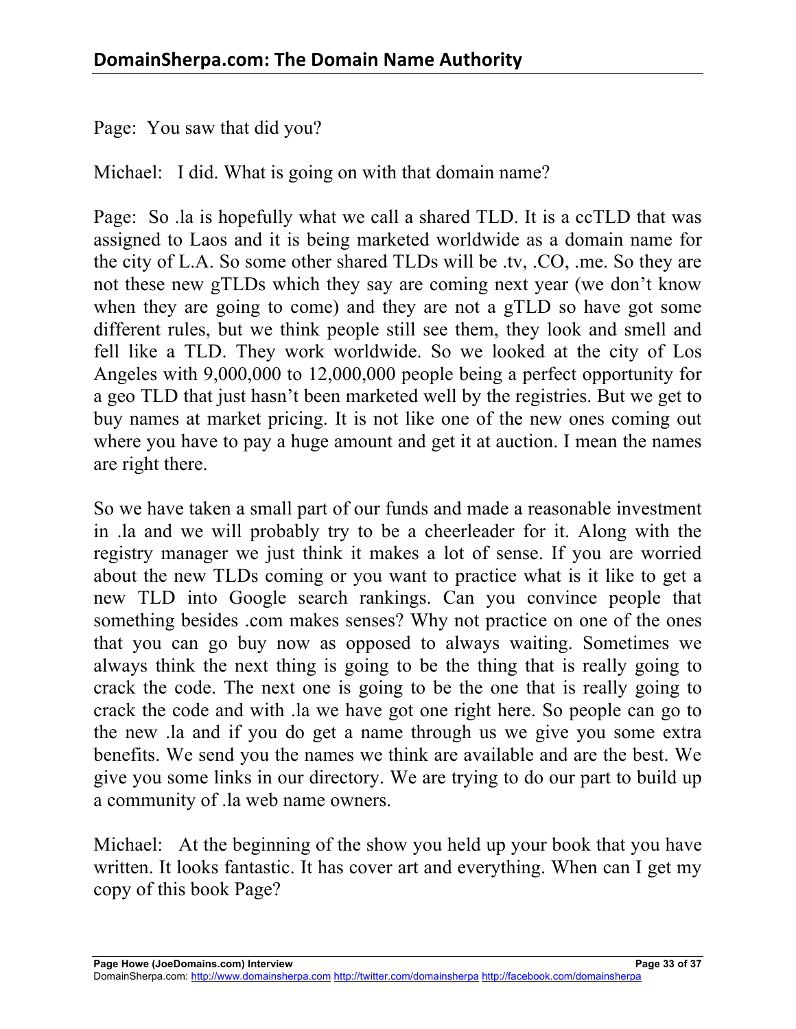Page: You saw that did you?

Michael: I did. What is going on with that domain name?

Page: So .la is hopefully what we call a shared TLD. It is a ccTLD that was assigned to Laos and it is being marketed worldwide as a domain name for the city of L.A. So some other shared TLDs will be .tv, .CO, .me. So they are not these new gTLDs which they say are coming next year (we don't know when they are going to come) and they are not a gTLD so have got some different rules, but we think people still see them, they look and smell and fell like a TLD. They work worldwide. So we looked at the city of Los Angeles with 9,000,000 to 12,000,000 people being a perfect opportunity for a geo TLD that just hasn't been marketed well by the registries. But we get to buy names at market pricing. It is not like one of the new ones coming out where you have to pay a huge amount and get it at auction. I mean the names are right there.

So we have taken a small part of our funds and made a reasonable investment in .la and we will probably try to be a cheerleader for it. Along with the registry manager we just think it makes a lot of sense. If you are worried about the new TLDs coming or you want to practice what is it like to get a new TLD into Google search rankings. Can you convince people that something besides .com makes senses? Why not practice on one of the ones that you can go buy now as opposed to always waiting. Sometimes we always think the next thing is going to be the thing that is really going to crack the code. The next one is going to be the one that is really going to crack the code and with .la we have got one right here. So people can go to the new .la and if you do get a name through us we give you some extra benefits. We send you the names we think are available and are the best. We give you some links in our directory. We are trying to do our part to build up a community of .la web name owners.

Michael: At the beginning of the show you held up your book that you have written. It looks fantastic. It has cover art and everything. When can I get my copy of this book Page?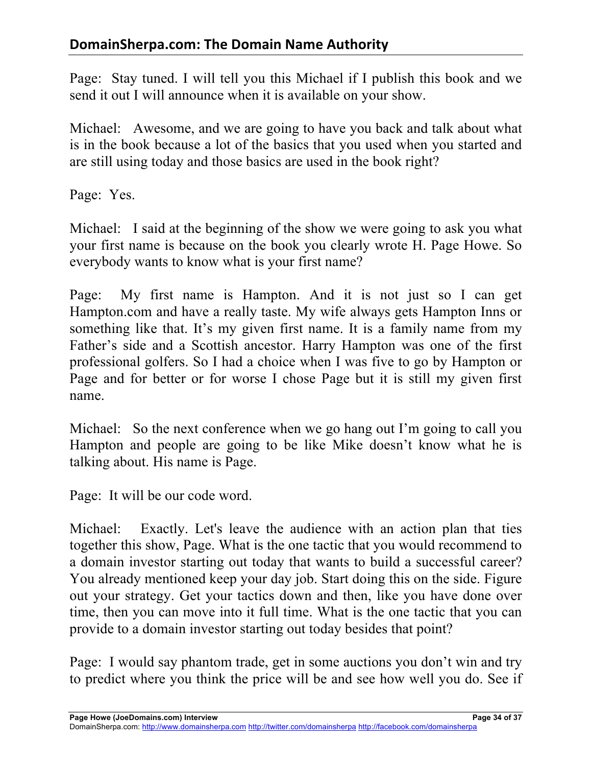Page: Stay tuned. I will tell you this Michael if I publish this book and we send it out I will announce when it is available on your show.

Michael: Awesome, and we are going to have you back and talk about what is in the book because a lot of the basics that you used when you started and are still using today and those basics are used in the book right?

Page: Yes.

Michael: I said at the beginning of the show we were going to ask you what your first name is because on the book you clearly wrote H. Page Howe. So everybody wants to know what is your first name?

Page: My first name is Hampton. And it is not just so I can get Hampton.com and have a really taste. My wife always gets Hampton Inns or something like that. It's my given first name. It is a family name from my Father's side and a Scottish ancestor. Harry Hampton was one of the first professional golfers. So I had a choice when I was five to go by Hampton or Page and for better or for worse I chose Page but it is still my given first name.

Michael: So the next conference when we go hang out I'm going to call you Hampton and people are going to be like Mike doesn't know what he is talking about. His name is Page.

Page: It will be our code word.

Michael: Exactly. Let's leave the audience with an action plan that ties together this show, Page. What is the one tactic that you would recommend to a domain investor starting out today that wants to build a successful career? You already mentioned keep your day job. Start doing this on the side. Figure out your strategy. Get your tactics down and then, like you have done over time, then you can move into it full time. What is the one tactic that you can provide to a domain investor starting out today besides that point?

Page: I would say phantom trade, get in some auctions you don't win and try to predict where you think the price will be and see how well you do. See if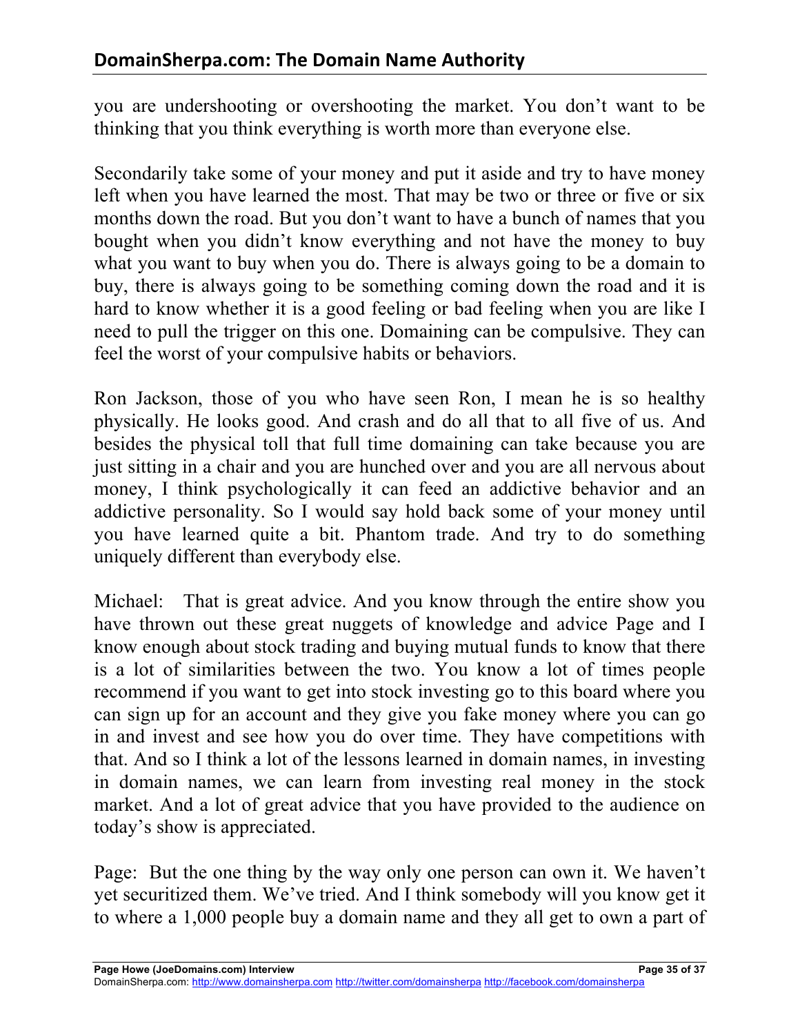you are undershooting or overshooting the market. You don't want to be thinking that you think everything is worth more than everyone else.

Secondarily take some of your money and put it aside and try to have money left when you have learned the most. That may be two or three or five or six months down the road. But you don't want to have a bunch of names that you bought when you didn't know everything and not have the money to buy what you want to buy when you do. There is always going to be a domain to buy, there is always going to be something coming down the road and it is hard to know whether it is a good feeling or bad feeling when you are like I need to pull the trigger on this one. Domaining can be compulsive. They can feel the worst of your compulsive habits or behaviors.

Ron Jackson, those of you who have seen Ron, I mean he is so healthy physically. He looks good. And crash and do all that to all five of us. And besides the physical toll that full time domaining can take because you are just sitting in a chair and you are hunched over and you are all nervous about money, I think psychologically it can feed an addictive behavior and an addictive personality. So I would say hold back some of your money until you have learned quite a bit. Phantom trade. And try to do something uniquely different than everybody else.

Michael: That is great advice. And you know through the entire show you have thrown out these great nuggets of knowledge and advice Page and I know enough about stock trading and buying mutual funds to know that there is a lot of similarities between the two. You know a lot of times people recommend if you want to get into stock investing go to this board where you can sign up for an account and they give you fake money where you can go in and invest and see how you do over time. They have competitions with that. And so I think a lot of the lessons learned in domain names, in investing in domain names, we can learn from investing real money in the stock market. And a lot of great advice that you have provided to the audience on today's show is appreciated.

Page: But the one thing by the way only one person can own it. We haven't yet securitized them. We've tried. And I think somebody will you know get it to where a 1,000 people buy a domain name and they all get to own a part of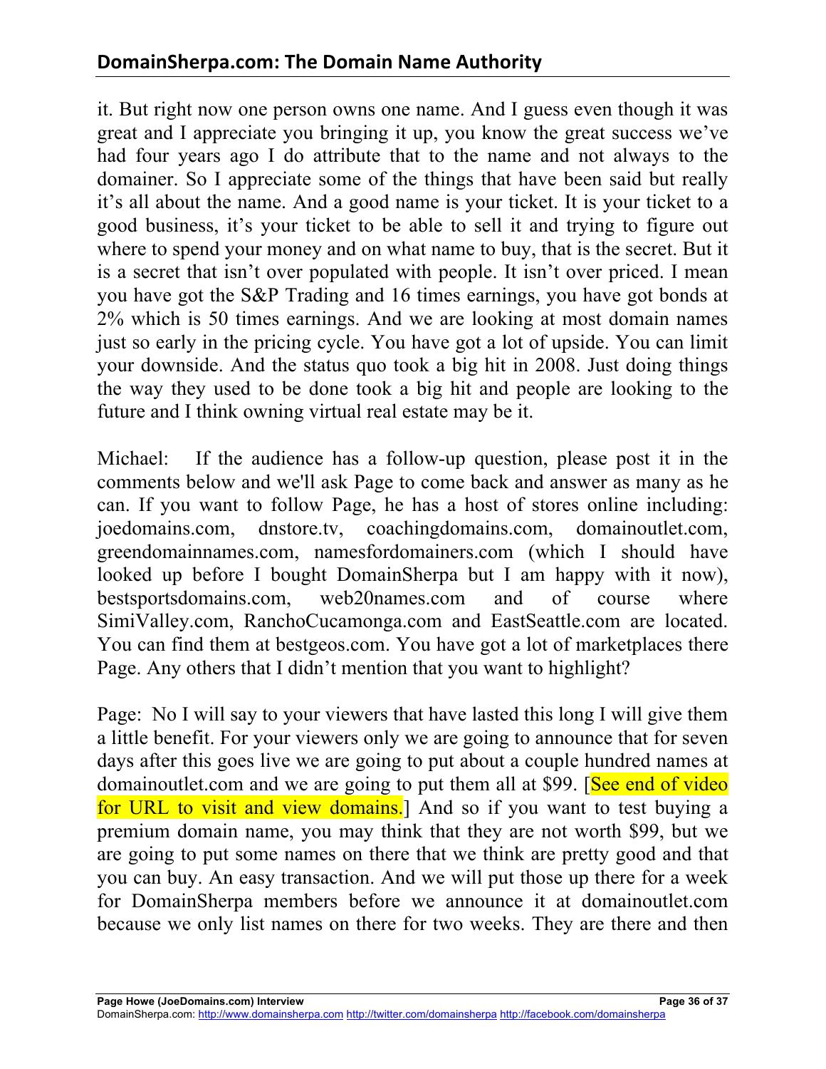it. But right now one person owns one name. And I guess even though it was great and I appreciate you bringing it up, you know the great success we've had four years ago I do attribute that to the name and not always to the domainer. So I appreciate some of the things that have been said but really it's all about the name. And a good name is your ticket. It is your ticket to a good business, it's your ticket to be able to sell it and trying to figure out where to spend your money and on what name to buy, that is the secret. But it is a secret that isn't over populated with people. It isn't over priced. I mean you have got the S&P Trading and 16 times earnings, you have got bonds at 2% which is 50 times earnings. And we are looking at most domain names just so early in the pricing cycle. You have got a lot of upside. You can limit your downside. And the status quo took a big hit in 2008. Just doing things the way they used to be done took a big hit and people are looking to the future and I think owning virtual real estate may be it.

Michael: If the audience has a follow-up question, please post it in the comments below and we'll ask Page to come back and answer as many as he can. If you want to follow Page, he has a host of stores online including: joedomains.com, dnstore.tv, coachingdomains.com, domainoutlet.com, greendomainnames.com, namesfordomainers.com (which I should have looked up before I bought DomainSherpa but I am happy with it now), bestsportsdomains.com, web20names.com and of course where SimiValley.com, RanchoCucamonga.com and EastSeattle.com are located. You can find them at bestgeos.com. You have got a lot of marketplaces there Page. Any others that I didn't mention that you want to highlight?

Page: No I will say to your viewers that have lasted this long I will give them a little benefit. For your viewers only we are going to announce that for seven days after this goes live we are going to put about a couple hundred names at domainoutlet.com and we are going to put them all at $99. [See end of video for URL to visit and view domains.] And so if you want to test buying a premium domain name, you may think that they are not worth $99, but we are going to put some names on there that we think are pretty good and that you can buy. An easy transaction. And we will put those up there for a week for DomainSherpa members before we announce it at domainoutlet.com because we only list names on there for two weeks. They are there and then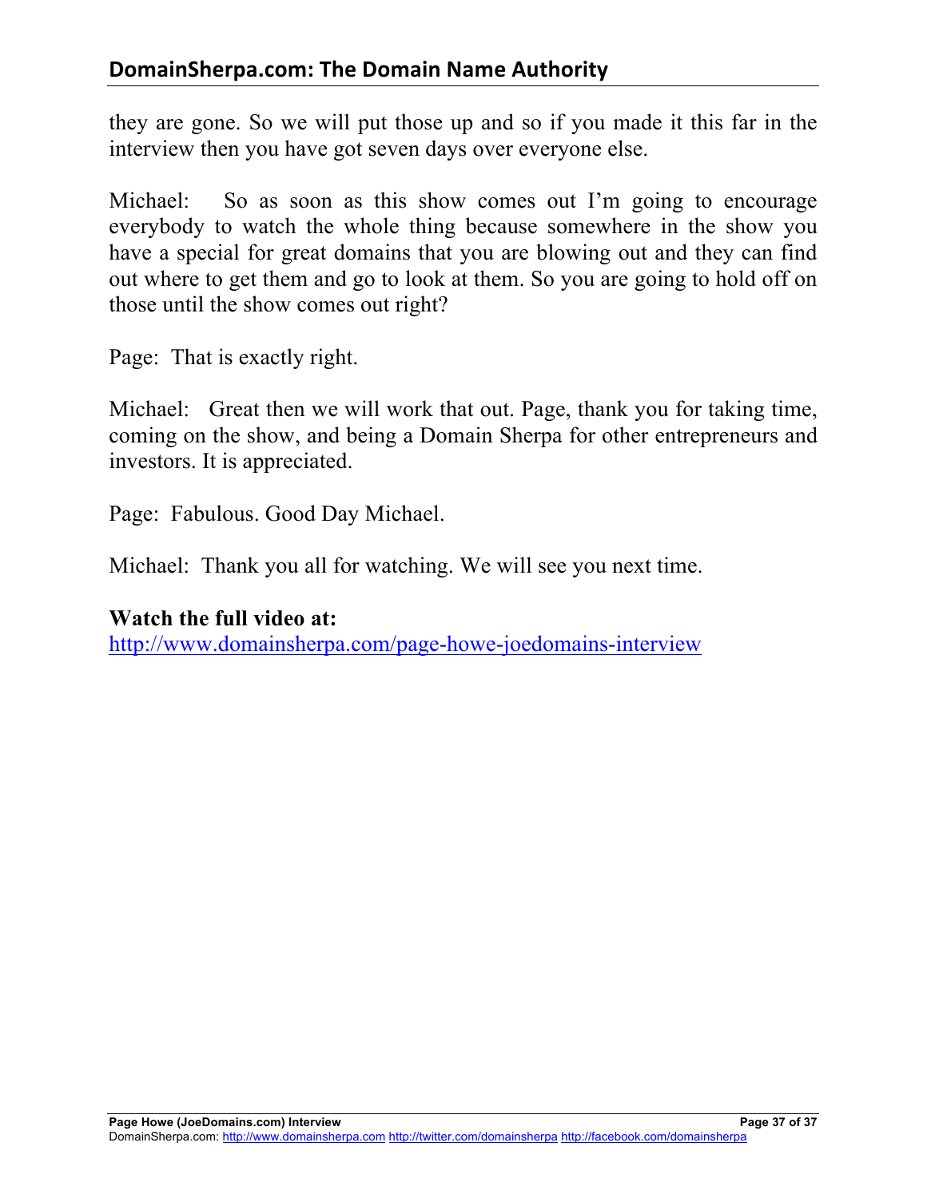they are gone. So we will put those up and so if you made it this far in the interview then you have got seven days over everyone else.

Michael: So as soon as this show comes out I'm going to encourage everybody to watch the whole thing because somewhere in the show you have a special for great domains that you are blowing out and they can find out where to get them and go to look at them. So you are going to hold off on those until the show comes out right?

Page: That is exactly right.

Michael: Great then we will work that out. Page, thank you for taking time, coming on the show, and being a Domain Sherpa for other entrepreneurs and investors. It is appreciated.

Page: Fabulous. Good Day Michael.

Michael: Thank you all for watching. We will see you next time.

**Watch the full video at:**
http://www.domainsherpa.com/page-howe-joedomains-interview